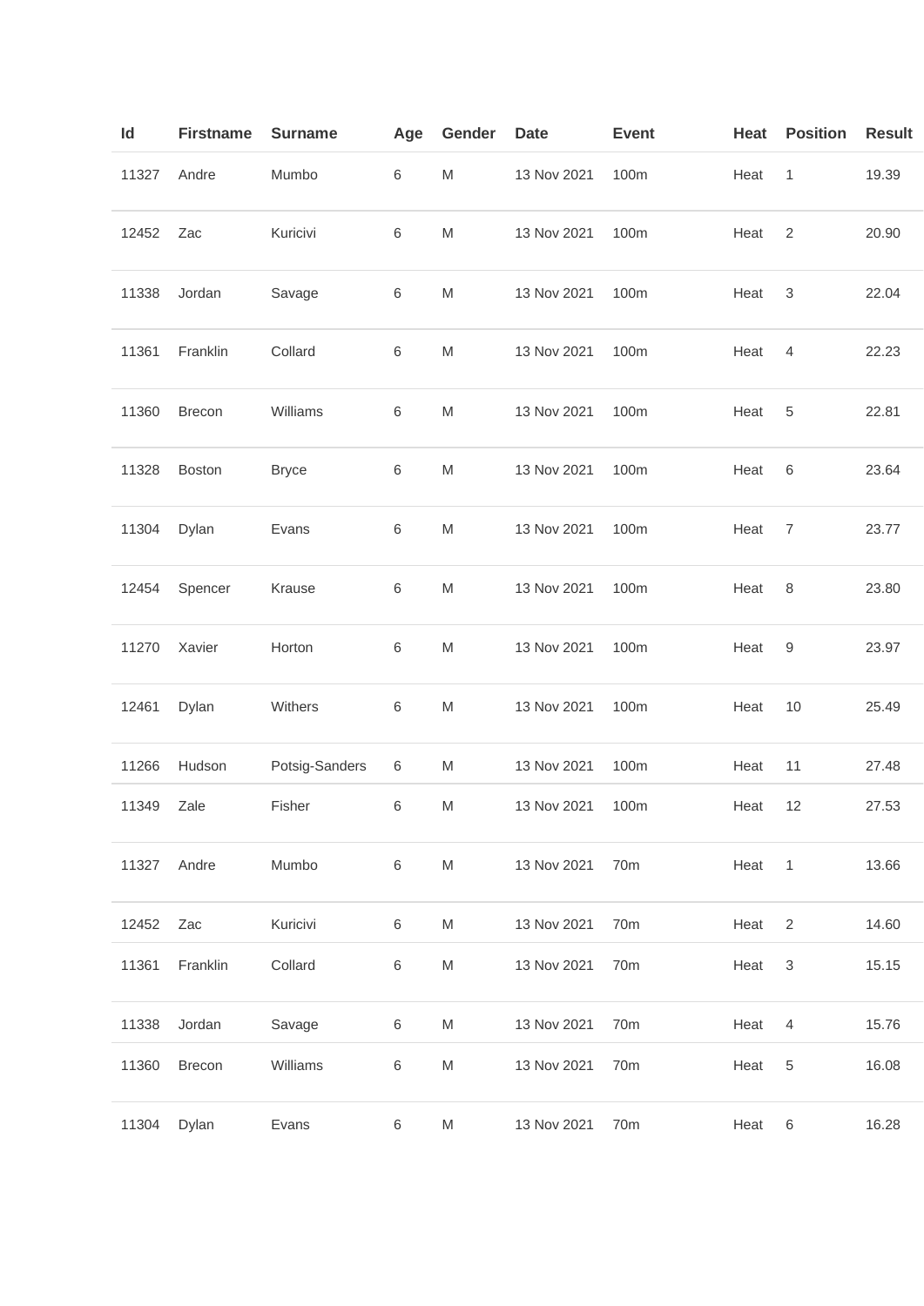| Id | Firstname | Surname | Age | Gender | Date | Event | Heat | Position | Result |
|---|---|---|---|---|---|---|---|---|---|
| 11327 | Andre | Mumbo | 6 | M | 13 Nov 2021 | 100m | Heat | 1 | 19.39 |
| 12452 | Zac | Kuricivi | 6 | M | 13 Nov 2021 | 100m | Heat | 2 | 20.90 |
| 11338 | Jordan | Savage | 6 | M | 13 Nov 2021 | 100m | Heat | 3 | 22.04 |
| 11361 | Franklin | Collard | 6 | M | 13 Nov 2021 | 100m | Heat | 4 | 22.23 |
| 11360 | Brecon | Williams | 6 | M | 13 Nov 2021 | 100m | Heat | 5 | 22.81 |
| 11328 | Boston | Bryce | 6 | M | 13 Nov 2021 | 100m | Heat | 6 | 23.64 |
| 11304 | Dylan | Evans | 6 | M | 13 Nov 2021 | 100m | Heat | 7 | 23.77 |
| 12454 | Spencer | Krause | 6 | M | 13 Nov 2021 | 100m | Heat | 8 | 23.80 |
| 11270 | Xavier | Horton | 6 | M | 13 Nov 2021 | 100m | Heat | 9 | 23.97 |
| 12461 | Dylan | Withers | 6 | M | 13 Nov 2021 | 100m | Heat | 10 | 25.49 |
| 11266 | Hudson | Potsig-Sanders | 6 | M | 13 Nov 2021 | 100m | Heat | 11 | 27.48 |
| 11349 | Zale | Fisher | 6 | M | 13 Nov 2021 | 100m | Heat | 12 | 27.53 |
| 11327 | Andre | Mumbo | 6 | M | 13 Nov 2021 | 70m | Heat | 1 | 13.66 |
| 12452 | Zac | Kuricivi | 6 | M | 13 Nov 2021 | 70m | Heat | 2 | 14.60 |
| 11361 | Franklin | Collard | 6 | M | 13 Nov 2021 | 70m | Heat | 3 | 15.15 |
| 11338 | Jordan | Savage | 6 | M | 13 Nov 2021 | 70m | Heat | 4 | 15.76 |
| 11360 | Brecon | Williams | 6 | M | 13 Nov 2021 | 70m | Heat | 5 | 16.08 |
| 11304 | Dylan | Evans | 6 | M | 13 Nov 2021 | 70m | Heat | 6 | 16.28 |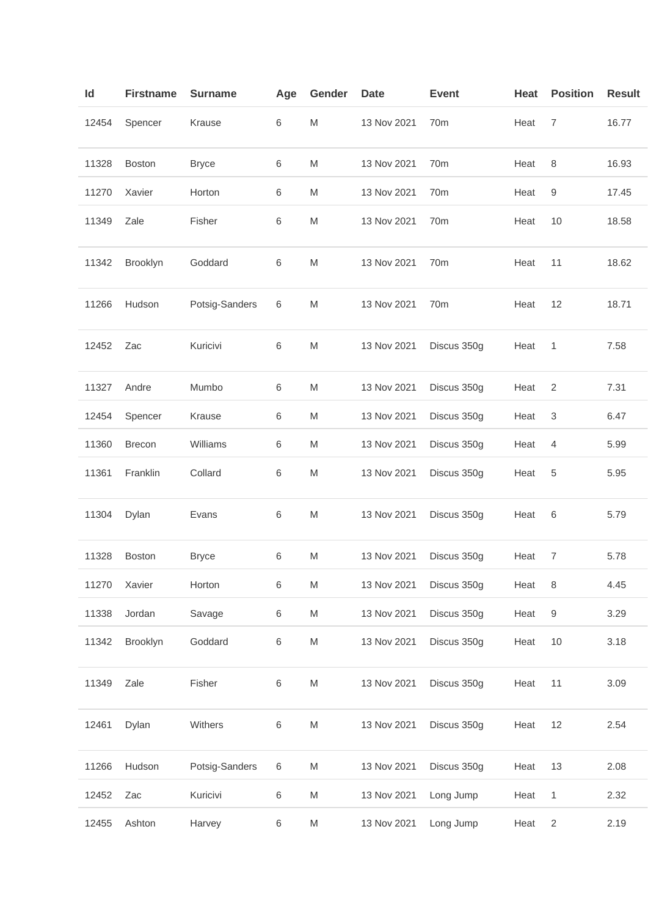| Id | Firstname | Surname | Age | Gender | Date | Event | Heat | Position | Result |
| --- | --- | --- | --- | --- | --- | --- | --- | --- | --- |
| 12454 | Spencer | Krause | 6 | M | 13 Nov 2021 | 70m | Heat | 7 | 16.77 |
| 11328 | Boston | Bryce | 6 | M | 13 Nov 2021 | 70m | Heat | 8 | 16.93 |
| 11270 | Xavier | Horton | 6 | M | 13 Nov 2021 | 70m | Heat | 9 | 17.45 |
| 11349 | Zale | Fisher | 6 | M | 13 Nov 2021 | 70m | Heat | 10 | 18.58 |
| 11342 | Brooklyn | Goddard | 6 | M | 13 Nov 2021 | 70m | Heat | 11 | 18.62 |
| 11266 | Hudson | Potsig-Sanders | 6 | M | 13 Nov 2021 | 70m | Heat | 12 | 18.71 |
| 12452 | Zac | Kuricivi | 6 | M | 13 Nov 2021 | Discus 350g | Heat | 1 | 7.58 |
| 11327 | Andre | Mumbo | 6 | M | 13 Nov 2021 | Discus 350g | Heat | 2 | 7.31 |
| 12454 | Spencer | Krause | 6 | M | 13 Nov 2021 | Discus 350g | Heat | 3 | 6.47 |
| 11360 | Brecon | Williams | 6 | M | 13 Nov 2021 | Discus 350g | Heat | 4 | 5.99 |
| 11361 | Franklin | Collard | 6 | M | 13 Nov 2021 | Discus 350g | Heat | 5 | 5.95 |
| 11304 | Dylan | Evans | 6 | M | 13 Nov 2021 | Discus 350g | Heat | 6 | 5.79 |
| 11328 | Boston | Bryce | 6 | M | 13 Nov 2021 | Discus 350g | Heat | 7 | 5.78 |
| 11270 | Xavier | Horton | 6 | M | 13 Nov 2021 | Discus 350g | Heat | 8 | 4.45 |
| 11338 | Jordan | Savage | 6 | M | 13 Nov 2021 | Discus 350g | Heat | 9 | 3.29 |
| 11342 | Brooklyn | Goddard | 6 | M | 13 Nov 2021 | Discus 350g | Heat | 10 | 3.18 |
| 11349 | Zale | Fisher | 6 | M | 13 Nov 2021 | Discus 350g | Heat | 11 | 3.09 |
| 12461 | Dylan | Withers | 6 | M | 13 Nov 2021 | Discus 350g | Heat | 12 | 2.54 |
| 11266 | Hudson | Potsig-Sanders | 6 | M | 13 Nov 2021 | Discus 350g | Heat | 13 | 2.08 |
| 12452 | Zac | Kuricivi | 6 | M | 13 Nov 2021 | Long Jump | Heat | 1 | 2.32 |
| 12455 | Ashton | Harvey | 6 | M | 13 Nov 2021 | Long Jump | Heat | 2 | 2.19 |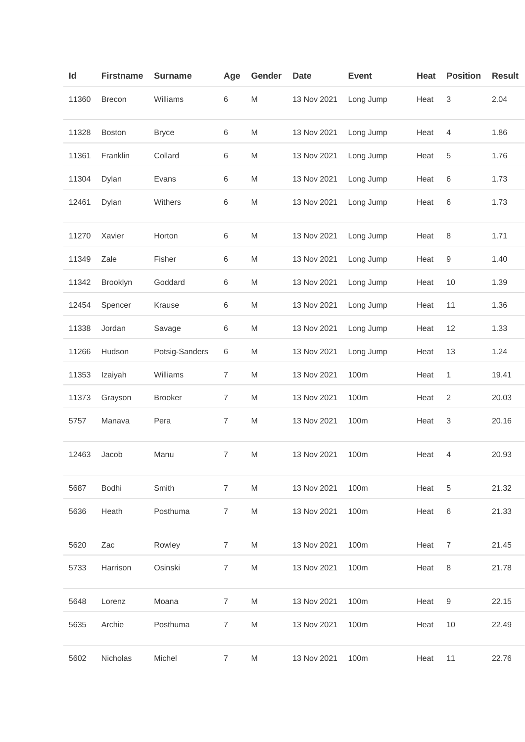| Id | Firstname | Surname | Age | Gender | Date | Event | Heat | Position | Result |
|---|---|---|---|---|---|---|---|---|---|
| 11360 | Brecon | Williams | 6 | M | 13 Nov 2021 | Long Jump | Heat | 3 | 2.04 |
| 11328 | Boston | Bryce | 6 | M | 13 Nov 2021 | Long Jump | Heat | 4 | 1.86 |
| 11361 | Franklin | Collard | 6 | M | 13 Nov 2021 | Long Jump | Heat | 5 | 1.76 |
| 11304 | Dylan | Evans | 6 | M | 13 Nov 2021 | Long Jump | Heat | 6 | 1.73 |
| 12461 | Dylan | Withers | 6 | M | 13 Nov 2021 | Long Jump | Heat | 6 | 1.73 |
| 11270 | Xavier | Horton | 6 | M | 13 Nov 2021 | Long Jump | Heat | 8 | 1.71 |
| 11349 | Zale | Fisher | 6 | M | 13 Nov 2021 | Long Jump | Heat | 9 | 1.40 |
| 11342 | Brooklyn | Goddard | 6 | M | 13 Nov 2021 | Long Jump | Heat | 10 | 1.39 |
| 12454 | Spencer | Krause | 6 | M | 13 Nov 2021 | Long Jump | Heat | 11 | 1.36 |
| 11338 | Jordan | Savage | 6 | M | 13 Nov 2021 | Long Jump | Heat | 12 | 1.33 |
| 11266 | Hudson | Potsig-Sanders | 6 | M | 13 Nov 2021 | Long Jump | Heat | 13 | 1.24 |
| 11353 | Izaiyah | Williams | 7 | M | 13 Nov 2021 | 100m | Heat | 1 | 19.41 |
| 11373 | Grayson | Brooker | 7 | M | 13 Nov 2021 | 100m | Heat | 2 | 20.03 |
| 5757 | Manava | Pera | 7 | M | 13 Nov 2021 | 100m | Heat | 3 | 20.16 |
| 12463 | Jacob | Manu | 7 | M | 13 Nov 2021 | 100m | Heat | 4 | 20.93 |
| 5687 | Bodhi | Smith | 7 | M | 13 Nov 2021 | 100m | Heat | 5 | 21.32 |
| 5636 | Heath | Posthuma | 7 | M | 13 Nov 2021 | 100m | Heat | 6 | 21.33 |
| 5620 | Zac | Rowley | 7 | M | 13 Nov 2021 | 100m | Heat | 7 | 21.45 |
| 5733 | Harrison | Osinski | 7 | M | 13 Nov 2021 | 100m | Heat | 8 | 21.78 |
| 5648 | Lorenz | Moana | 7 | M | 13 Nov 2021 | 100m | Heat | 9 | 22.15 |
| 5635 | Archie | Posthuma | 7 | M | 13 Nov 2021 | 100m | Heat | 10 | 22.49 |
| 5602 | Nicholas | Michel | 7 | M | 13 Nov 2021 | 100m | Heat | 11 | 22.76 |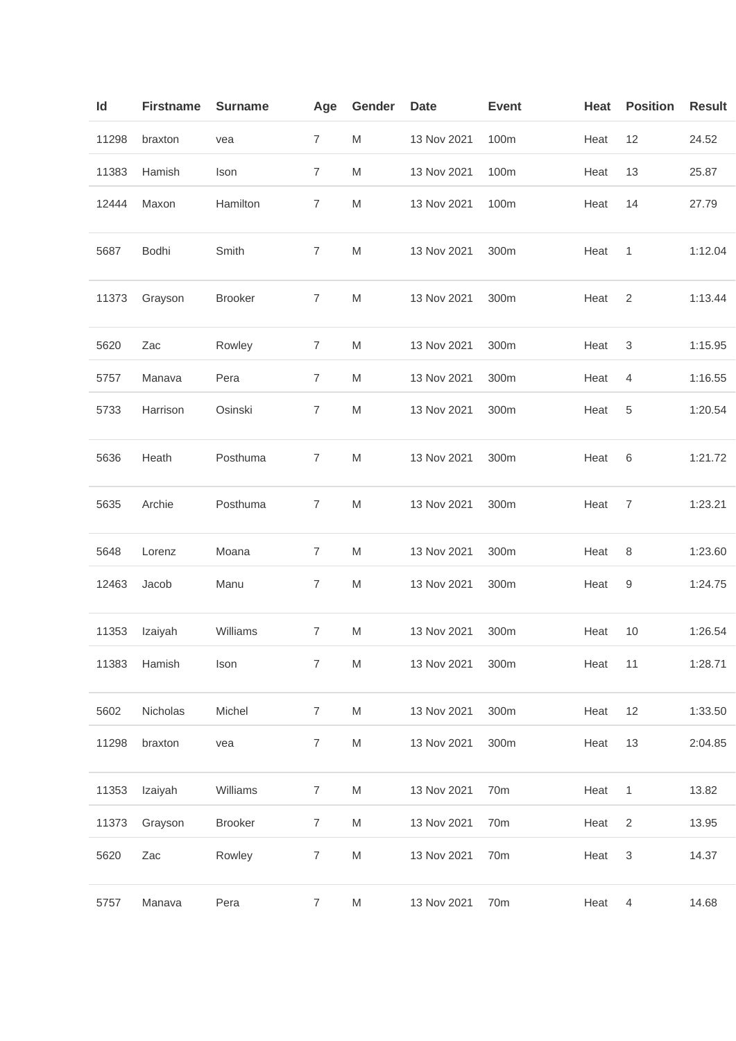| Id | Firstname | Surname | Age | Gender | Date | Event | Heat | Position | Result |
|---|---|---|---|---|---|---|---|---|---|
| 11298 | braxton | vea | 7 | M | 13 Nov 2021 | 100m | Heat | 12 | 24.52 |
| 11383 | Hamish | Ison | 7 | M | 13 Nov 2021 | 100m | Heat | 13 | 25.87 |
| 12444 | Maxon | Hamilton | 7 | M | 13 Nov 2021 | 100m | Heat | 14 | 27.79 |
| 5687 | Bodhi | Smith | 7 | M | 13 Nov 2021 | 300m | Heat | 1 | 1:12.04 |
| 11373 | Grayson | Brooker | 7 | M | 13 Nov 2021 | 300m | Heat | 2 | 1:13.44 |
| 5620 | Zac | Rowley | 7 | M | 13 Nov 2021 | 300m | Heat | 3 | 1:15.95 |
| 5757 | Manava | Pera | 7 | M | 13 Nov 2021 | 300m | Heat | 4 | 1:16.55 |
| 5733 | Harrison | Osinski | 7 | M | 13 Nov 2021 | 300m | Heat | 5 | 1:20.54 |
| 5636 | Heath | Posthuma | 7 | M | 13 Nov 2021 | 300m | Heat | 6 | 1:21.72 |
| 5635 | Archie | Posthuma | 7 | M | 13 Nov 2021 | 300m | Heat | 7 | 1:23.21 |
| 5648 | Lorenz | Moana | 7 | M | 13 Nov 2021 | 300m | Heat | 8 | 1:23.60 |
| 12463 | Jacob | Manu | 7 | M | 13 Nov 2021 | 300m | Heat | 9 | 1:24.75 |
| 11353 | Izaiyah | Williams | 7 | M | 13 Nov 2021 | 300m | Heat | 10 | 1:26.54 |
| 11383 | Hamish | Ison | 7 | M | 13 Nov 2021 | 300m | Heat | 11 | 1:28.71 |
| 5602 | Nicholas | Michel | 7 | M | 13 Nov 2021 | 300m | Heat | 12 | 1:33.50 |
| 11298 | braxton | vea | 7 | M | 13 Nov 2021 | 300m | Heat | 13 | 2:04.85 |
| 11353 | Izaiyah | Williams | 7 | M | 13 Nov 2021 | 70m | Heat | 1 | 13.82 |
| 11373 | Grayson | Brooker | 7 | M | 13 Nov 2021 | 70m | Heat | 2 | 13.95 |
| 5620 | Zac | Rowley | 7 | M | 13 Nov 2021 | 70m | Heat | 3 | 14.37 |
| 5757 | Manava | Pera | 7 | M | 13 Nov 2021 | 70m | Heat | 4 | 14.68 |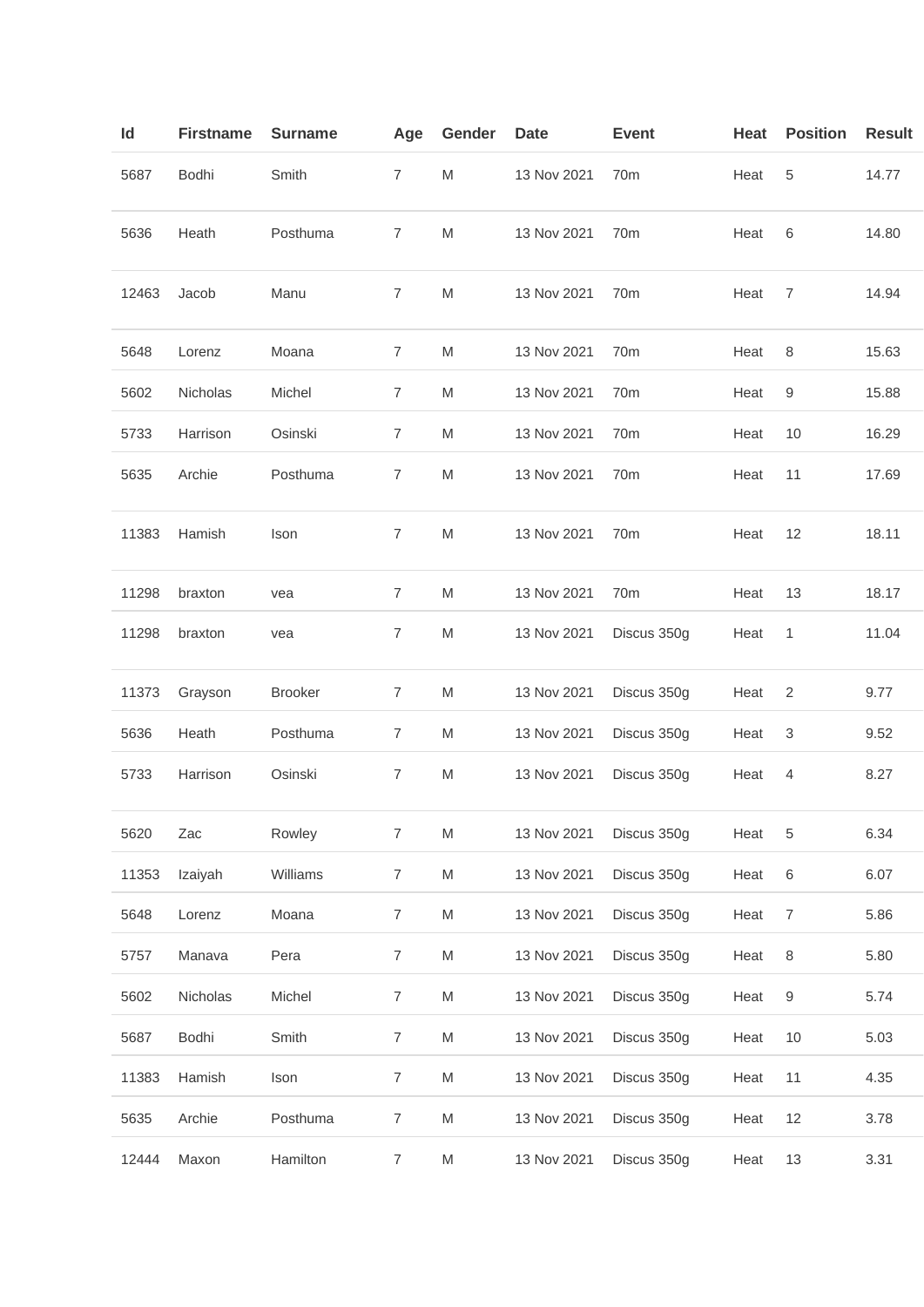| Id | Firstname | Surname | Age | Gender | Date | Event | Heat | Position | Result |
|---|---|---|---|---|---|---|---|---|---|
| 5687 | Bodhi | Smith | 7 | M | 13 Nov 2021 | 70m | Heat | 5 | 14.77 |
| 5636 | Heath | Posthuma | 7 | M | 13 Nov 2021 | 70m | Heat | 6 | 14.80 |
| 12463 | Jacob | Manu | 7 | M | 13 Nov 2021 | 70m | Heat | 7 | 14.94 |
| 5648 | Lorenz | Moana | 7 | M | 13 Nov 2021 | 70m | Heat | 8 | 15.63 |
| 5602 | Nicholas | Michel | 7 | M | 13 Nov 2021 | 70m | Heat | 9 | 15.88 |
| 5733 | Harrison | Osinski | 7 | M | 13 Nov 2021 | 70m | Heat | 10 | 16.29 |
| 5635 | Archie | Posthuma | 7 | M | 13 Nov 2021 | 70m | Heat | 11 | 17.69 |
| 11383 | Hamish | Ison | 7 | M | 13 Nov 2021 | 70m | Heat | 12 | 18.11 |
| 11298 | braxton | vea | 7 | M | 13 Nov 2021 | 70m | Heat | 13 | 18.17 |
| 11298 | braxton | vea | 7 | M | 13 Nov 2021 | Discus 350g | Heat | 1 | 11.04 |
| 11373 | Grayson | Brooker | 7 | M | 13 Nov 2021 | Discus 350g | Heat | 2 | 9.77 |
| 5636 | Heath | Posthuma | 7 | M | 13 Nov 2021 | Discus 350g | Heat | 3 | 9.52 |
| 5733 | Harrison | Osinski | 7 | M | 13 Nov 2021 | Discus 350g | Heat | 4 | 8.27 |
| 5620 | Zac | Rowley | 7 | M | 13 Nov 2021 | Discus 350g | Heat | 5 | 6.34 |
| 11353 | Izaiyah | Williams | 7 | M | 13 Nov 2021 | Discus 350g | Heat | 6 | 6.07 |
| 5648 | Lorenz | Moana | 7 | M | 13 Nov 2021 | Discus 350g | Heat | 7 | 5.86 |
| 5757 | Manava | Pera | 7 | M | 13 Nov 2021 | Discus 350g | Heat | 8 | 5.80 |
| 5602 | Nicholas | Michel | 7 | M | 13 Nov 2021 | Discus 350g | Heat | 9 | 5.74 |
| 5687 | Bodhi | Smith | 7 | M | 13 Nov 2021 | Discus 350g | Heat | 10 | 5.03 |
| 11383 | Hamish | Ison | 7 | M | 13 Nov 2021 | Discus 350g | Heat | 11 | 4.35 |
| 5635 | Archie | Posthuma | 7 | M | 13 Nov 2021 | Discus 350g | Heat | 12 | 3.78 |
| 12444 | Maxon | Hamilton | 7 | M | 13 Nov 2021 | Discus 350g | Heat | 13 | 3.31 |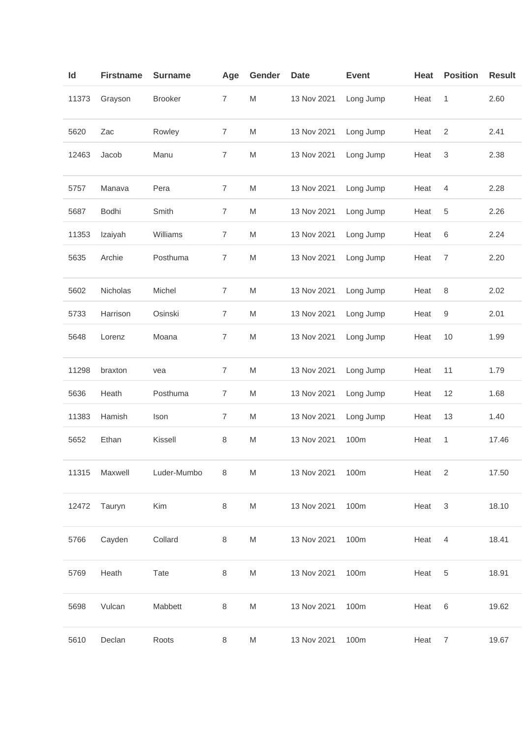| Id | Firstname | Surname | Age | Gender | Date | Event | Heat | Position | Result |
|---|---|---|---|---|---|---|---|---|---|
| 11373 | Grayson | Brooker | 7 | M | 13 Nov 2021 | Long Jump | Heat | 1 | 2.60 |
| 5620 | Zac | Rowley | 7 | M | 13 Nov 2021 | Long Jump | Heat | 2 | 2.41 |
| 12463 | Jacob | Manu | 7 | M | 13 Nov 2021 | Long Jump | Heat | 3 | 2.38 |
| 5757 | Manava | Pera | 7 | M | 13 Nov 2021 | Long Jump | Heat | 4 | 2.28 |
| 5687 | Bodhi | Smith | 7 | M | 13 Nov 2021 | Long Jump | Heat | 5 | 2.26 |
| 11353 | Izaiyah | Williams | 7 | M | 13 Nov 2021 | Long Jump | Heat | 6 | 2.24 |
| 5635 | Archie | Posthuma | 7 | M | 13 Nov 2021 | Long Jump | Heat | 7 | 2.20 |
| 5602 | Nicholas | Michel | 7 | M | 13 Nov 2021 | Long Jump | Heat | 8 | 2.02 |
| 5733 | Harrison | Osinski | 7 | M | 13 Nov 2021 | Long Jump | Heat | 9 | 2.01 |
| 5648 | Lorenz | Moana | 7 | M | 13 Nov 2021 | Long Jump | Heat | 10 | 1.99 |
| 11298 | braxton | vea | 7 | M | 13 Nov 2021 | Long Jump | Heat | 11 | 1.79 |
| 5636 | Heath | Posthuma | 7 | M | 13 Nov 2021 | Long Jump | Heat | 12 | 1.68 |
| 11383 | Hamish | Ison | 7 | M | 13 Nov 2021 | Long Jump | Heat | 13 | 1.40 |
| 5652 | Ethan | Kissell | 8 | M | 13 Nov 2021 | 100m | Heat | 1 | 17.46 |
| 11315 | Maxwell | Luder-Mumbo | 8 | M | 13 Nov 2021 | 100m | Heat | 2 | 17.50 |
| 12472 | Tauryn | Kim | 8 | M | 13 Nov 2021 | 100m | Heat | 3 | 18.10 |
| 5766 | Cayden | Collard | 8 | M | 13 Nov 2021 | 100m | Heat | 4 | 18.41 |
| 5769 | Heath | Tate | 8 | M | 13 Nov 2021 | 100m | Heat | 5 | 18.91 |
| 5698 | Vulcan | Mabbett | 8 | M | 13 Nov 2021 | 100m | Heat | 6 | 19.62 |
| 5610 | Declan | Roots | 8 | M | 13 Nov 2021 | 100m | Heat | 7 | 19.67 |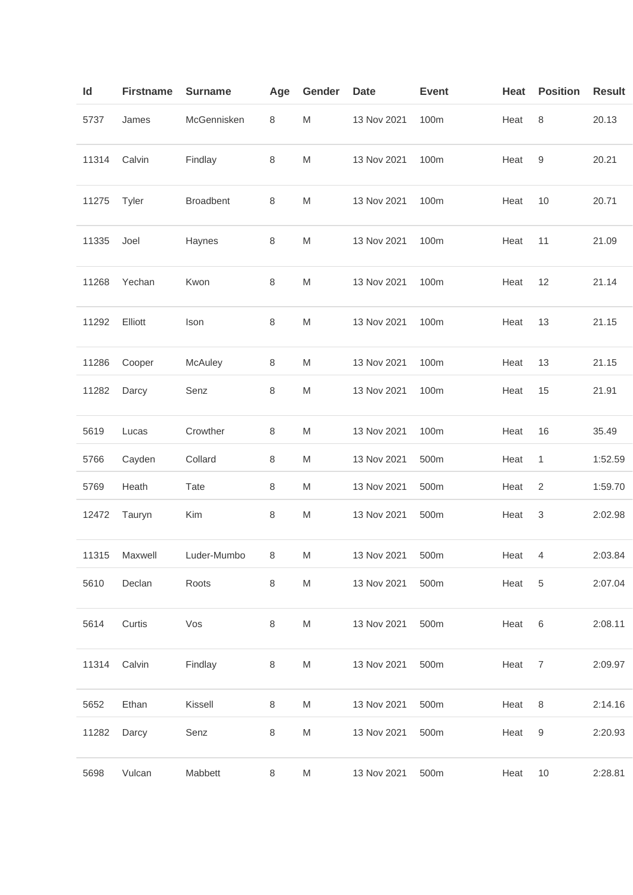| Id | Firstname | Surname | Age | Gender | Date | Event | Heat | Position | Result |
|---|---|---|---|---|---|---|---|---|---|
| 5737 | James | McGennisken | 8 | M | 13 Nov 2021 | 100m | Heat | 8 | 20.13 |
| 11314 | Calvin | Findlay | 8 | M | 13 Nov 2021 | 100m | Heat | 9 | 20.21 |
| 11275 | Tyler | Broadbent | 8 | M | 13 Nov 2021 | 100m | Heat | 10 | 20.71 |
| 11335 | Joel | Haynes | 8 | M | 13 Nov 2021 | 100m | Heat | 11 | 21.09 |
| 11268 | Yechan | Kwon | 8 | M | 13 Nov 2021 | 100m | Heat | 12 | 21.14 |
| 11292 | Elliott | Ison | 8 | M | 13 Nov 2021 | 100m | Heat | 13 | 21.15 |
| 11286 | Cooper | McAuley | 8 | M | 13 Nov 2021 | 100m | Heat | 13 | 21.15 |
| 11282 | Darcy | Senz | 8 | M | 13 Nov 2021 | 100m | Heat | 15 | 21.91 |
| 5619 | Lucas | Crowther | 8 | M | 13 Nov 2021 | 100m | Heat | 16 | 35.49 |
| 5766 | Cayden | Collard | 8 | M | 13 Nov 2021 | 500m | Heat | 1 | 1:52.59 |
| 5769 | Heath | Tate | 8 | M | 13 Nov 2021 | 500m | Heat | 2 | 1:59.70 |
| 12472 | Tauryn | Kim | 8 | M | 13 Nov 2021 | 500m | Heat | 3 | 2:02.98 |
| 11315 | Maxwell | Luder-Mumbo | 8 | M | 13 Nov 2021 | 500m | Heat | 4 | 2:03.84 |
| 5610 | Declan | Roots | 8 | M | 13 Nov 2021 | 500m | Heat | 5 | 2:07.04 |
| 5614 | Curtis | Vos | 8 | M | 13 Nov 2021 | 500m | Heat | 6 | 2:08.11 |
| 11314 | Calvin | Findlay | 8 | M | 13 Nov 2021 | 500m | Heat | 7 | 2:09.97 |
| 5652 | Ethan | Kissell | 8 | M | 13 Nov 2021 | 500m | Heat | 8 | 2:14.16 |
| 11282 | Darcy | Senz | 8 | M | 13 Nov 2021 | 500m | Heat | 9 | 2:20.93 |
| 5698 | Vulcan | Mabbett | 8 | M | 13 Nov 2021 | 500m | Heat | 10 | 2:28.81 |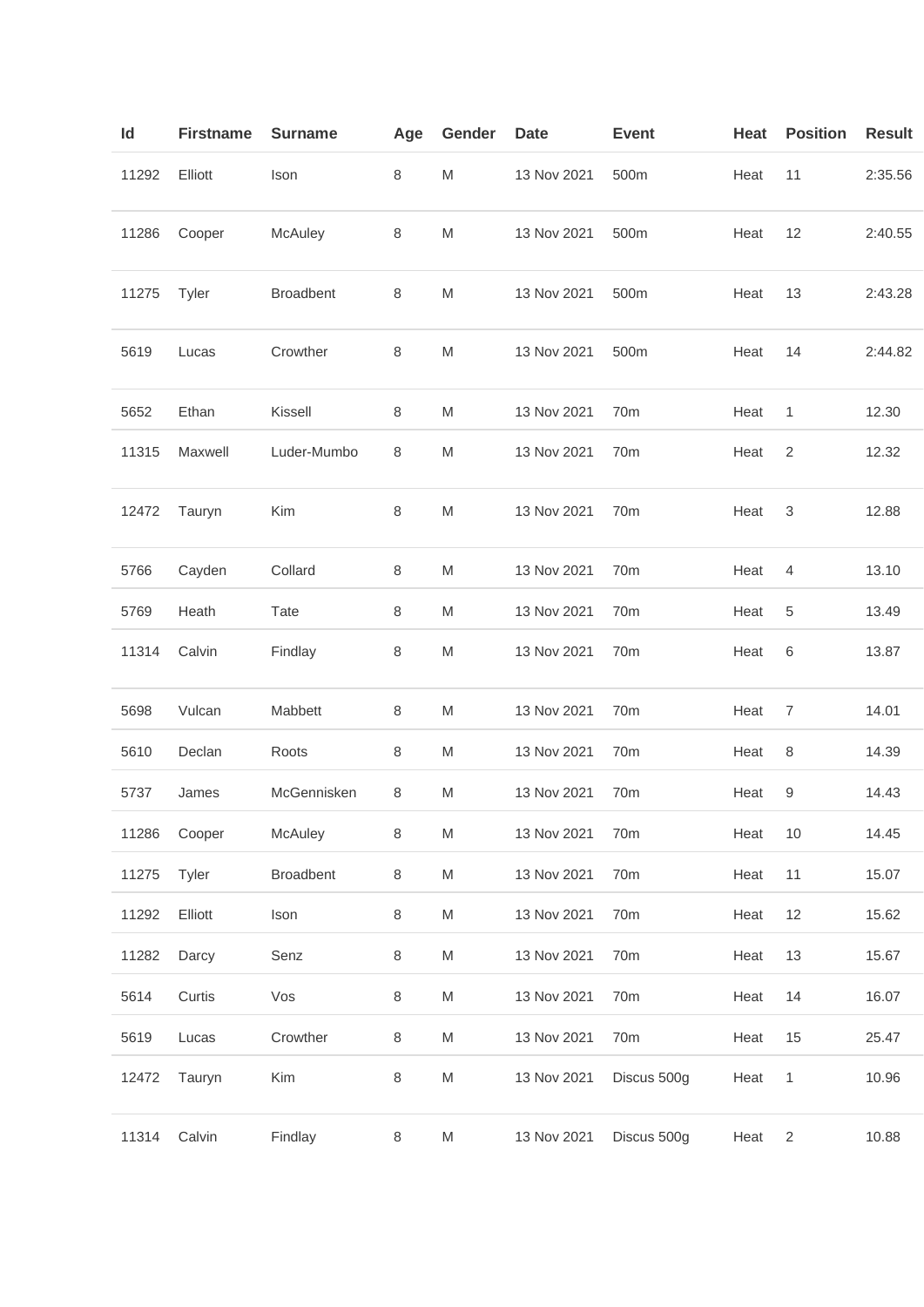| Id | Firstname | Surname | Age | Gender | Date | Event | Heat | Position | Result |
|---|---|---|---|---|---|---|---|---|---|
| 11292 | Elliott | Ison | 8 | M | 13 Nov 2021 | 500m | Heat | 11 | 2:35.56 |
| 11286 | Cooper | McAuley | 8 | M | 13 Nov 2021 | 500m | Heat | 12 | 2:40.55 |
| 11275 | Tyler | Broadbent | 8 | M | 13 Nov 2021 | 500m | Heat | 13 | 2:43.28 |
| 5619 | Lucas | Crowther | 8 | M | 13 Nov 2021 | 500m | Heat | 14 | 2:44.82 |
| 5652 | Ethan | Kissell | 8 | M | 13 Nov 2021 | 70m | Heat | 1 | 12.30 |
| 11315 | Maxwell | Luder-Mumbo | 8 | M | 13 Nov 2021 | 70m | Heat | 2 | 12.32 |
| 12472 | Tauryn | Kim | 8 | M | 13 Nov 2021 | 70m | Heat | 3 | 12.88 |
| 5766 | Cayden | Collard | 8 | M | 13 Nov 2021 | 70m | Heat | 4 | 13.10 |
| 5769 | Heath | Tate | 8 | M | 13 Nov 2021 | 70m | Heat | 5 | 13.49 |
| 11314 | Calvin | Findlay | 8 | M | 13 Nov 2021 | 70m | Heat | 6 | 13.87 |
| 5698 | Vulcan | Mabbett | 8 | M | 13 Nov 2021 | 70m | Heat | 7 | 14.01 |
| 5610 | Declan | Roots | 8 | M | 13 Nov 2021 | 70m | Heat | 8 | 14.39 |
| 5737 | James | McGennisken | 8 | M | 13 Nov 2021 | 70m | Heat | 9 | 14.43 |
| 11286 | Cooper | McAuley | 8 | M | 13 Nov 2021 | 70m | Heat | 10 | 14.45 |
| 11275 | Tyler | Broadbent | 8 | M | 13 Nov 2021 | 70m | Heat | 11 | 15.07 |
| 11292 | Elliott | Ison | 8 | M | 13 Nov 2021 | 70m | Heat | 12 | 15.62 |
| 11282 | Darcy | Senz | 8 | M | 13 Nov 2021 | 70m | Heat | 13 | 15.67 |
| 5614 | Curtis | Vos | 8 | M | 13 Nov 2021 | 70m | Heat | 14 | 16.07 |
| 5619 | Lucas | Crowther | 8 | M | 13 Nov 2021 | 70m | Heat | 15 | 25.47 |
| 12472 | Tauryn | Kim | 8 | M | 13 Nov 2021 | Discus 500g | Heat | 1 | 10.96 |
| 11314 | Calvin | Findlay | 8 | M | 13 Nov 2021 | Discus 500g | Heat | 2 | 10.88 |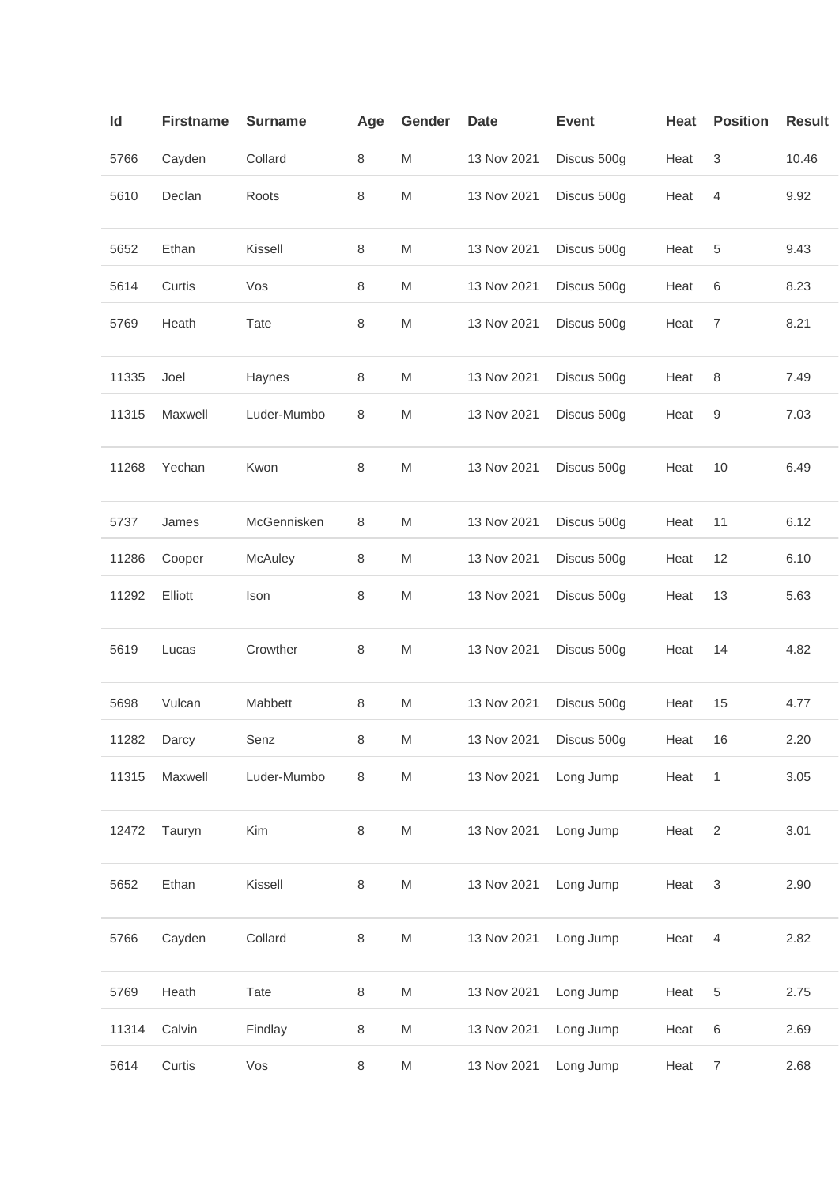| Id | Firstname | Surname | Age | Gender | Date | Event | Heat | Position | Result |
| --- | --- | --- | --- | --- | --- | --- | --- | --- | --- |
| 5766 | Cayden | Collard | 8 | M | 13 Nov 2021 | Discus 500g | Heat | 3 | 10.46 |
| 5610 | Declan | Roots | 8 | M | 13 Nov 2021 | Discus 500g | Heat | 4 | 9.92 |
| 5652 | Ethan | Kissell | 8 | M | 13 Nov 2021 | Discus 500g | Heat | 5 | 9.43 |
| 5614 | Curtis | Vos | 8 | M | 13 Nov 2021 | Discus 500g | Heat | 6 | 8.23 |
| 5769 | Heath | Tate | 8 | M | 13 Nov 2021 | Discus 500g | Heat | 7 | 8.21 |
| 11335 | Joel | Haynes | 8 | M | 13 Nov 2021 | Discus 500g | Heat | 8 | 7.49 |
| 11315 | Maxwell | Luder-Mumbo | 8 | M | 13 Nov 2021 | Discus 500g | Heat | 9 | 7.03 |
| 11268 | Yechan | Kwon | 8 | M | 13 Nov 2021 | Discus 500g | Heat | 10 | 6.49 |
| 5737 | James | McGennisken | 8 | M | 13 Nov 2021 | Discus 500g | Heat | 11 | 6.12 |
| 11286 | Cooper | McAuley | 8 | M | 13 Nov 2021 | Discus 500g | Heat | 12 | 6.10 |
| 11292 | Elliott | Ison | 8 | M | 13 Nov 2021 | Discus 500g | Heat | 13 | 5.63 |
| 5619 | Lucas | Crowther | 8 | M | 13 Nov 2021 | Discus 500g | Heat | 14 | 4.82 |
| 5698 | Vulcan | Mabbett | 8 | M | 13 Nov 2021 | Discus 500g | Heat | 15 | 4.77 |
| 11282 | Darcy | Senz | 8 | M | 13 Nov 2021 | Discus 500g | Heat | 16 | 2.20 |
| 11315 | Maxwell | Luder-Mumbo | 8 | M | 13 Nov 2021 | Long Jump | Heat | 1 | 3.05 |
| 12472 | Tauryn | Kim | 8 | M | 13 Nov 2021 | Long Jump | Heat | 2 | 3.01 |
| 5652 | Ethan | Kissell | 8 | M | 13 Nov 2021 | Long Jump | Heat | 3 | 2.90 |
| 5766 | Cayden | Collard | 8 | M | 13 Nov 2021 | Long Jump | Heat | 4 | 2.82 |
| 5769 | Heath | Tate | 8 | M | 13 Nov 2021 | Long Jump | Heat | 5 | 2.75 |
| 11314 | Calvin | Findlay | 8 | M | 13 Nov 2021 | Long Jump | Heat | 6 | 2.69 |
| 5614 | Curtis | Vos | 8 | M | 13 Nov 2021 | Long Jump | Heat | 7 | 2.68 |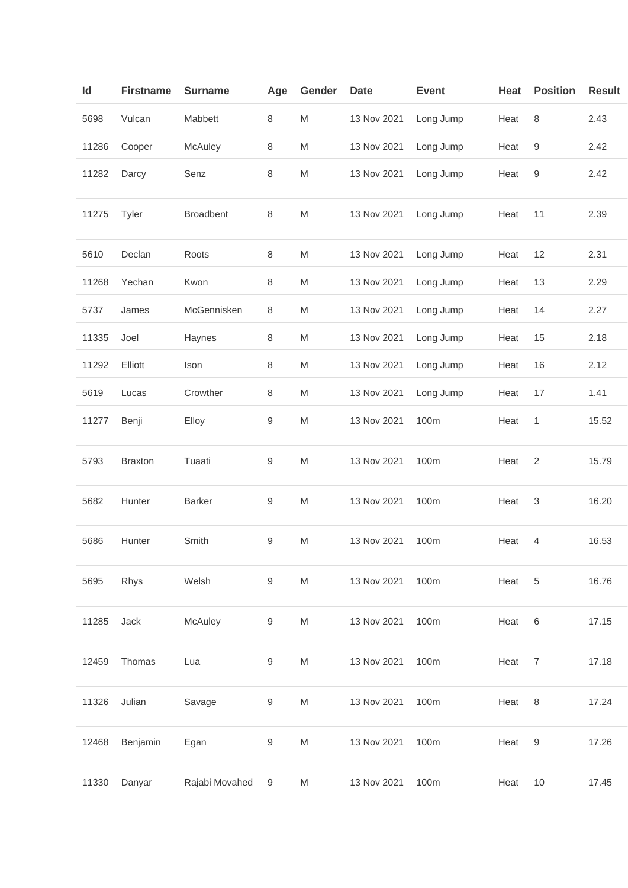| Id | Firstname | Surname | Age | Gender | Date | Event | Heat | Position | Result |
|---|---|---|---|---|---|---|---|---|---|
| 5698 | Vulcan | Mabbett | 8 | M | 13 Nov 2021 | Long Jump | Heat | 8 | 2.43 |
| 11286 | Cooper | McAuley | 8 | M | 13 Nov 2021 | Long Jump | Heat | 9 | 2.42 |
| 11282 | Darcy | Senz | 8 | M | 13 Nov 2021 | Long Jump | Heat | 9 | 2.42 |
| 11275 | Tyler | Broadbent | 8 | M | 13 Nov 2021 | Long Jump | Heat | 11 | 2.39 |
| 5610 | Declan | Roots | 8 | M | 13 Nov 2021 | Long Jump | Heat | 12 | 2.31 |
| 11268 | Yechan | Kwon | 8 | M | 13 Nov 2021 | Long Jump | Heat | 13 | 2.29 |
| 5737 | James | McGennisken | 8 | M | 13 Nov 2021 | Long Jump | Heat | 14 | 2.27 |
| 11335 | Joel | Haynes | 8 | M | 13 Nov 2021 | Long Jump | Heat | 15 | 2.18 |
| 11292 | Elliott | Ison | 8 | M | 13 Nov 2021 | Long Jump | Heat | 16 | 2.12 |
| 5619 | Lucas | Crowther | 8 | M | 13 Nov 2021 | Long Jump | Heat | 17 | 1.41 |
| 11277 | Benji | Elloy | 9 | M | 13 Nov 2021 | 100m | Heat | 1 | 15.52 |
| 5793 | Braxton | Tuaati | 9 | M | 13 Nov 2021 | 100m | Heat | 2 | 15.79 |
| 5682 | Hunter | Barker | 9 | M | 13 Nov 2021 | 100m | Heat | 3 | 16.20 |
| 5686 | Hunter | Smith | 9 | M | 13 Nov 2021 | 100m | Heat | 4 | 16.53 |
| 5695 | Rhys | Welsh | 9 | M | 13 Nov 2021 | 100m | Heat | 5 | 16.76 |
| 11285 | Jack | McAuley | 9 | M | 13 Nov 2021 | 100m | Heat | 6 | 17.15 |
| 12459 | Thomas | Lua | 9 | M | 13 Nov 2021 | 100m | Heat | 7 | 17.18 |
| 11326 | Julian | Savage | 9 | M | 13 Nov 2021 | 100m | Heat | 8 | 17.24 |
| 12468 | Benjamin | Egan | 9 | M | 13 Nov 2021 | 100m | Heat | 9 | 17.26 |
| 11330 | Danyar | Rajabi Movahed | 9 | M | 13 Nov 2021 | 100m | Heat | 10 | 17.45 |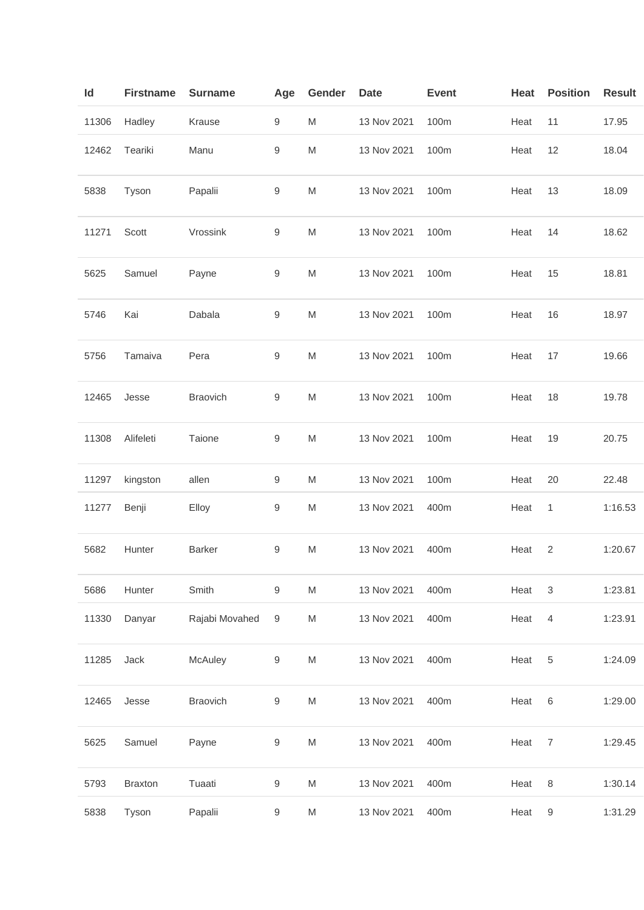| Id | Firstname | Surname | Age | Gender | Date | Event | Heat | Position | Result |
|---|---|---|---|---|---|---|---|---|---|
| 11306 | Hadley | Krause | 9 | M | 13 Nov 2021 | 100m | Heat | 11 | 17.95 |
| 12462 | Teariki | Manu | 9 | M | 13 Nov 2021 | 100m | Heat | 12 | 18.04 |
| 5838 | Tyson | Papalii | 9 | M | 13 Nov 2021 | 100m | Heat | 13 | 18.09 |
| 11271 | Scott | Vrossink | 9 | M | 13 Nov 2021 | 100m | Heat | 14 | 18.62 |
| 5625 | Samuel | Payne | 9 | M | 13 Nov 2021 | 100m | Heat | 15 | 18.81 |
| 5746 | Kai | Dabala | 9 | M | 13 Nov 2021 | 100m | Heat | 16 | 18.97 |
| 5756 | Tamaiva | Pera | 9 | M | 13 Nov 2021 | 100m | Heat | 17 | 19.66 |
| 12465 | Jesse | Braovich | 9 | M | 13 Nov 2021 | 100m | Heat | 18 | 19.78 |
| 11308 | Alifeleti | Taione | 9 | M | 13 Nov 2021 | 100m | Heat | 19 | 20.75 |
| 11297 | kingston | allen | 9 | M | 13 Nov 2021 | 100m | Heat | 20 | 22.48 |
| 11277 | Benji | Elloy | 9 | M | 13 Nov 2021 | 400m | Heat | 1 | 1:16.53 |
| 5682 | Hunter | Barker | 9 | M | 13 Nov 2021 | 400m | Heat | 2 | 1:20.67 |
| 5686 | Hunter | Smith | 9 | M | 13 Nov 2021 | 400m | Heat | 3 | 1:23.81 |
| 11330 | Danyar | Rajabi Movahed | 9 | M | 13 Nov 2021 | 400m | Heat | 4 | 1:23.91 |
| 11285 | Jack | McAuley | 9 | M | 13 Nov 2021 | 400m | Heat | 5 | 1:24.09 |
| 12465 | Jesse | Braovich | 9 | M | 13 Nov 2021 | 400m | Heat | 6 | 1:29.00 |
| 5625 | Samuel | Payne | 9 | M | 13 Nov 2021 | 400m | Heat | 7 | 1:29.45 |
| 5793 | Braxton | Tuaati | 9 | M | 13 Nov 2021 | 400m | Heat | 8 | 1:30.14 |
| 5838 | Tyson | Papalii | 9 | M | 13 Nov 2021 | 400m | Heat | 9 | 1:31.29 |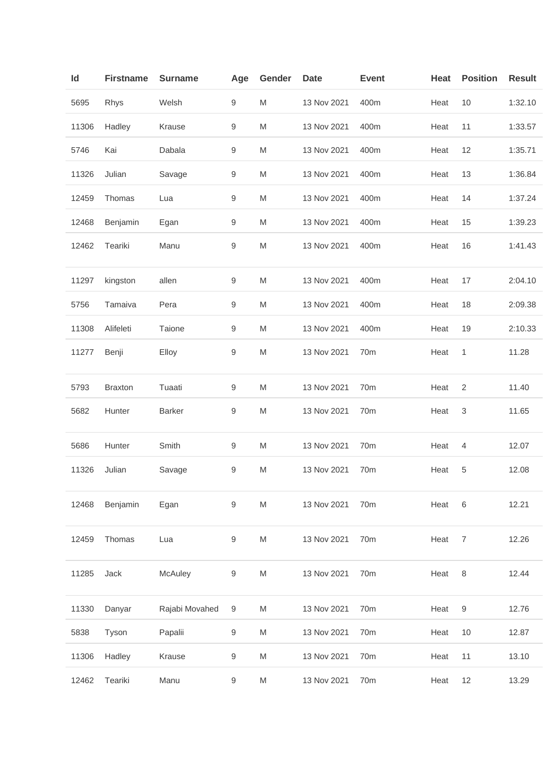| Id | Firstname | Surname | Age | Gender | Date | Event | Heat | Position | Result |
|---|---|---|---|---|---|---|---|---|---|
| 5695 | Rhys | Welsh | 9 | M | 13 Nov 2021 | 400m | Heat | 10 | 1:32.10 |
| 11306 | Hadley | Krause | 9 | M | 13 Nov 2021 | 400m | Heat | 11 | 1:33.57 |
| 5746 | Kai | Dabala | 9 | M | 13 Nov 2021 | 400m | Heat | 12 | 1:35.71 |
| 11326 | Julian | Savage | 9 | M | 13 Nov 2021 | 400m | Heat | 13 | 1:36.84 |
| 12459 | Thomas | Lua | 9 | M | 13 Nov 2021 | 400m | Heat | 14 | 1:37.24 |
| 12468 | Benjamin | Egan | 9 | M | 13 Nov 2021 | 400m | Heat | 15 | 1:39.23 |
| 12462 | Teariki | Manu | 9 | M | 13 Nov 2021 | 400m | Heat | 16 | 1:41.43 |
| 11297 | kingston | allen | 9 | M | 13 Nov 2021 | 400m | Heat | 17 | 2:04.10 |
| 5756 | Tamaiva | Pera | 9 | M | 13 Nov 2021 | 400m | Heat | 18 | 2:09.38 |
| 11308 | Alifeleti | Taione | 9 | M | 13 Nov 2021 | 400m | Heat | 19 | 2:10.33 |
| 11277 | Benji | Elloy | 9 | M | 13 Nov 2021 | 70m | Heat | 1 | 11.28 |
| 5793 | Braxton | Tuaati | 9 | M | 13 Nov 2021 | 70m | Heat | 2 | 11.40 |
| 5682 | Hunter | Barker | 9 | M | 13 Nov 2021 | 70m | Heat | 3 | 11.65 |
| 5686 | Hunter | Smith | 9 | M | 13 Nov 2021 | 70m | Heat | 4 | 12.07 |
| 11326 | Julian | Savage | 9 | M | 13 Nov 2021 | 70m | Heat | 5 | 12.08 |
| 12468 | Benjamin | Egan | 9 | M | 13 Nov 2021 | 70m | Heat | 6 | 12.21 |
| 12459 | Thomas | Lua | 9 | M | 13 Nov 2021 | 70m | Heat | 7 | 12.26 |
| 11285 | Jack | McAuley | 9 | M | 13 Nov 2021 | 70m | Heat | 8 | 12.44 |
| 11330 | Danyar | Rajabi Movahed | 9 | M | 13 Nov 2021 | 70m | Heat | 9 | 12.76 |
| 5838 | Tyson | Papalii | 9 | M | 13 Nov 2021 | 70m | Heat | 10 | 12.87 |
| 11306 | Hadley | Krause | 9 | M | 13 Nov 2021 | 70m | Heat | 11 | 13.10 |
| 12462 | Teariki | Manu | 9 | M | 13 Nov 2021 | 70m | Heat | 12 | 13.29 |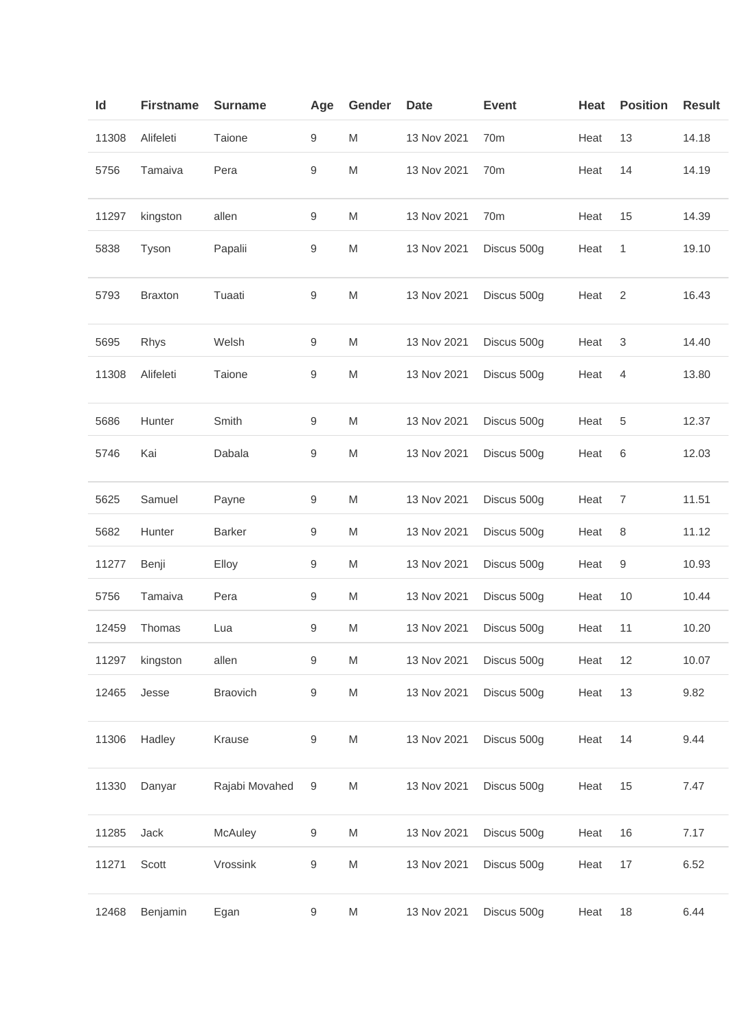| Id | Firstname | Surname | Age | Gender | Date | Event | Heat | Position | Result |
|---|---|---|---|---|---|---|---|---|---|
| 11308 | Alifeleti | Taione | 9 | M | 13 Nov 2021 | 70m | Heat | 13 | 14.18 |
| 5756 | Tamaiva | Pera | 9 | M | 13 Nov 2021 | 70m | Heat | 14 | 14.19 |
| 11297 | kingston | allen | 9 | M | 13 Nov 2021 | 70m | Heat | 15 | 14.39 |
| 5838 | Tyson | Papalii | 9 | M | 13 Nov 2021 | Discus 500g | Heat | 1 | 19.10 |
| 5793 | Braxton | Tuaati | 9 | M | 13 Nov 2021 | Discus 500g | Heat | 2 | 16.43 |
| 5695 | Rhys | Welsh | 9 | M | 13 Nov 2021 | Discus 500g | Heat | 3 | 14.40 |
| 11308 | Alifeleti | Taione | 9 | M | 13 Nov 2021 | Discus 500g | Heat | 4 | 13.80 |
| 5686 | Hunter | Smith | 9 | M | 13 Nov 2021 | Discus 500g | Heat | 5 | 12.37 |
| 5746 | Kai | Dabala | 9 | M | 13 Nov 2021 | Discus 500g | Heat | 6 | 12.03 |
| 5625 | Samuel | Payne | 9 | M | 13 Nov 2021 | Discus 500g | Heat | 7 | 11.51 |
| 5682 | Hunter | Barker | 9 | M | 13 Nov 2021 | Discus 500g | Heat | 8 | 11.12 |
| 11277 | Benji | Elloy | 9 | M | 13 Nov 2021 | Discus 500g | Heat | 9 | 10.93 |
| 5756 | Tamaiva | Pera | 9 | M | 13 Nov 2021 | Discus 500g | Heat | 10 | 10.44 |
| 12459 | Thomas | Lua | 9 | M | 13 Nov 2021 | Discus 500g | Heat | 11 | 10.20 |
| 11297 | kingston | allen | 9 | M | 13 Nov 2021 | Discus 500g | Heat | 12 | 10.07 |
| 12465 | Jesse | Braovich | 9 | M | 13 Nov 2021 | Discus 500g | Heat | 13 | 9.82 |
| 11306 | Hadley | Krause | 9 | M | 13 Nov 2021 | Discus 500g | Heat | 14 | 9.44 |
| 11330 | Danyar | Rajabi Movahed | 9 | M | 13 Nov 2021 | Discus 500g | Heat | 15 | 7.47 |
| 11285 | Jack | McAuley | 9 | M | 13 Nov 2021 | Discus 500g | Heat | 16 | 7.17 |
| 11271 | Scott | Vrossink | 9 | M | 13 Nov 2021 | Discus 500g | Heat | 17 | 6.52 |
| 12468 | Benjamin | Egan | 9 | M | 13 Nov 2021 | Discus 500g | Heat | 18 | 6.44 |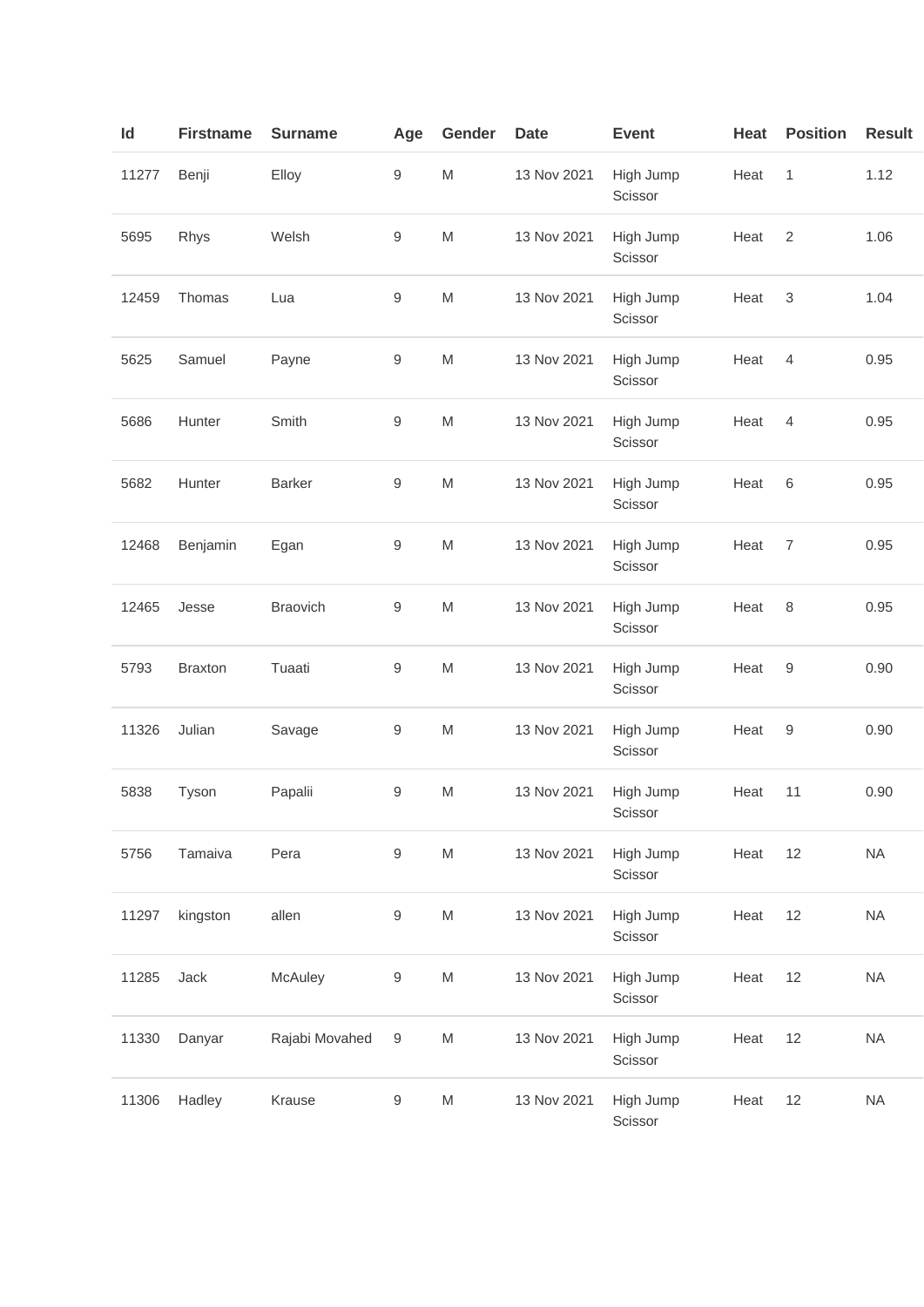| Id | Firstname | Surname | Age | Gender | Date | Event | Heat | Position | Result |
|---|---|---|---|---|---|---|---|---|---|
| 11277 | Benji | Elloy | 9 | M | 13 Nov 2021 | High Jump Scissor | Heat | 1 | 1.12 |
| 5695 | Rhys | Welsh | 9 | M | 13 Nov 2021 | High Jump Scissor | Heat | 2 | 1.06 |
| 12459 | Thomas | Lua | 9 | M | 13 Nov 2021 | High Jump Scissor | Heat | 3 | 1.04 |
| 5625 | Samuel | Payne | 9 | M | 13 Nov 2021 | High Jump Scissor | Heat | 4 | 0.95 |
| 5686 | Hunter | Smith | 9 | M | 13 Nov 2021 | High Jump Scissor | Heat | 4 | 0.95 |
| 5682 | Hunter | Barker | 9 | M | 13 Nov 2021 | High Jump Scissor | Heat | 6 | 0.95 |
| 12468 | Benjamin | Egan | 9 | M | 13 Nov 2021 | High Jump Scissor | Heat | 7 | 0.95 |
| 12465 | Jesse | Braovich | 9 | M | 13 Nov 2021 | High Jump Scissor | Heat | 8 | 0.95 |
| 5793 | Braxton | Tuaati | 9 | M | 13 Nov 2021 | High Jump Scissor | Heat | 9 | 0.90 |
| 11326 | Julian | Savage | 9 | M | 13 Nov 2021 | High Jump Scissor | Heat | 9 | 0.90 |
| 5838 | Tyson | Papalii | 9 | M | 13 Nov 2021 | High Jump Scissor | Heat | 11 | 0.90 |
| 5756 | Tamaiva | Pera | 9 | M | 13 Nov 2021 | High Jump Scissor | Heat | 12 | NA |
| 11297 | kingston | allen | 9 | M | 13 Nov 2021 | High Jump Scissor | Heat | 12 | NA |
| 11285 | Jack | McAuley | 9 | M | 13 Nov 2021 | High Jump Scissor | Heat | 12 | NA |
| 11330 | Danyar | Rajabi Movahed | 9 | M | 13 Nov 2021 | High Jump Scissor | Heat | 12 | NA |
| 11306 | Hadley | Krause | 9 | M | 13 Nov 2021 | High Jump Scissor | Heat | 12 | NA |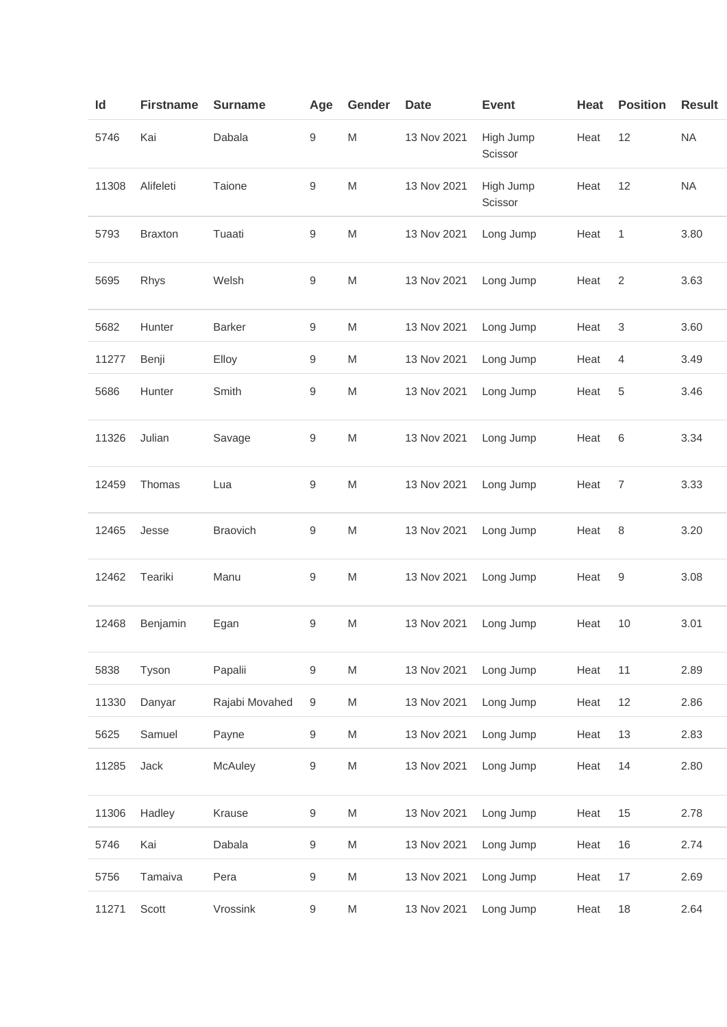| Id | Firstname | Surname | Age | Gender | Date | Event | Heat | Position | Result |
| --- | --- | --- | --- | --- | --- | --- | --- | --- | --- |
| 5746 | Kai | Dabala | 9 | M | 13 Nov 2021 | High Jump Scissor | Heat | 12 | NA |
| 11308 | Alifeleti | Taione | 9 | M | 13 Nov 2021 | High Jump Scissor | Heat | 12 | NA |
| 5793 | Braxton | Tuaati | 9 | M | 13 Nov 2021 | Long Jump | Heat | 1 | 3.80 |
| 5695 | Rhys | Welsh | 9 | M | 13 Nov 2021 | Long Jump | Heat | 2 | 3.63 |
| 5682 | Hunter | Barker | 9 | M | 13 Nov 2021 | Long Jump | Heat | 3 | 3.60 |
| 11277 | Benji | Elloy | 9 | M | 13 Nov 2021 | Long Jump | Heat | 4 | 3.49 |
| 5686 | Hunter | Smith | 9 | M | 13 Nov 2021 | Long Jump | Heat | 5 | 3.46 |
| 11326 | Julian | Savage | 9 | M | 13 Nov 2021 | Long Jump | Heat | 6 | 3.34 |
| 12459 | Thomas | Lua | 9 | M | 13 Nov 2021 | Long Jump | Heat | 7 | 3.33 |
| 12465 | Jesse | Braovich | 9 | M | 13 Nov 2021 | Long Jump | Heat | 8 | 3.20 |
| 12462 | Teariki | Manu | 9 | M | 13 Nov 2021 | Long Jump | Heat | 9 | 3.08 |
| 12468 | Benjamin | Egan | 9 | M | 13 Nov 2021 | Long Jump | Heat | 10 | 3.01 |
| 5838 | Tyson | Papalii | 9 | M | 13 Nov 2021 | Long Jump | Heat | 11 | 2.89 |
| 11330 | Danyar | Rajabi Movahed | 9 | M | 13 Nov 2021 | Long Jump | Heat | 12 | 2.86 |
| 5625 | Samuel | Payne | 9 | M | 13 Nov 2021 | Long Jump | Heat | 13 | 2.83 |
| 11285 | Jack | McAuley | 9 | M | 13 Nov 2021 | Long Jump | Heat | 14 | 2.80 |
| 11306 | Hadley | Krause | 9 | M | 13 Nov 2021 | Long Jump | Heat | 15 | 2.78 |
| 5746 | Kai | Dabala | 9 | M | 13 Nov 2021 | Long Jump | Heat | 16 | 2.74 |
| 5756 | Tamaiva | Pera | 9 | M | 13 Nov 2021 | Long Jump | Heat | 17 | 2.69 |
| 11271 | Scott | Vrossink | 9 | M | 13 Nov 2021 | Long Jump | Heat | 18 | 2.64 |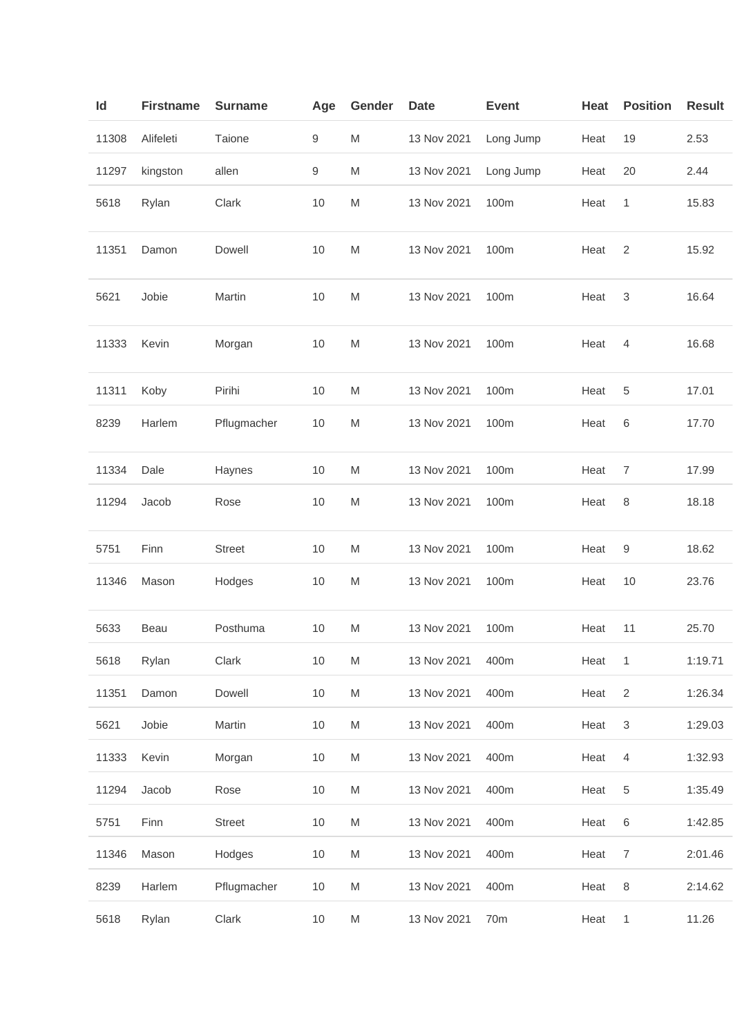| Id | Firstname | Surname | Age | Gender | Date | Event | Heat | Position | Result |
|---|---|---|---|---|---|---|---|---|---|
| 11308 | Alifeleti | Taione | 9 | M | 13 Nov 2021 | Long Jump | Heat | 19 | 2.53 |
| 11297 | kingston | allen | 9 | M | 13 Nov 2021 | Long Jump | Heat | 20 | 2.44 |
| 5618 | Rylan | Clark | 10 | M | 13 Nov 2021 | 100m | Heat | 1 | 15.83 |
| 11351 | Damon | Dowell | 10 | M | 13 Nov 2021 | 100m | Heat | 2 | 15.92 |
| 5621 | Jobie | Martin | 10 | M | 13 Nov 2021 | 100m | Heat | 3 | 16.64 |
| 11333 | Kevin | Morgan | 10 | M | 13 Nov 2021 | 100m | Heat | 4 | 16.68 |
| 11311 | Koby | Pirihi | 10 | M | 13 Nov 2021 | 100m | Heat | 5 | 17.01 |
| 8239 | Harlem | Pflugmacher | 10 | M | 13 Nov 2021 | 100m | Heat | 6 | 17.70 |
| 11334 | Dale | Haynes | 10 | M | 13 Nov 2021 | 100m | Heat | 7 | 17.99 |
| 11294 | Jacob | Rose | 10 | M | 13 Nov 2021 | 100m | Heat | 8 | 18.18 |
| 5751 | Finn | Street | 10 | M | 13 Nov 2021 | 100m | Heat | 9 | 18.62 |
| 11346 | Mason | Hodges | 10 | M | 13 Nov 2021 | 100m | Heat | 10 | 23.76 |
| 5633 | Beau | Posthuma | 10 | M | 13 Nov 2021 | 100m | Heat | 11 | 25.70 |
| 5618 | Rylan | Clark | 10 | M | 13 Nov 2021 | 400m | Heat | 1 | 1:19.71 |
| 11351 | Damon | Dowell | 10 | M | 13 Nov 2021 | 400m | Heat | 2 | 1:26.34 |
| 5621 | Jobie | Martin | 10 | M | 13 Nov 2021 | 400m | Heat | 3 | 1:29.03 |
| 11333 | Kevin | Morgan | 10 | M | 13 Nov 2021 | 400m | Heat | 4 | 1:32.93 |
| 11294 | Jacob | Rose | 10 | M | 13 Nov 2021 | 400m | Heat | 5 | 1:35.49 |
| 5751 | Finn | Street | 10 | M | 13 Nov 2021 | 400m | Heat | 6 | 1:42.85 |
| 11346 | Mason | Hodges | 10 | M | 13 Nov 2021 | 400m | Heat | 7 | 2:01.46 |
| 8239 | Harlem | Pflugmacher | 10 | M | 13 Nov 2021 | 400m | Heat | 8 | 2:14.62 |
| 5618 | Rylan | Clark | 10 | M | 13 Nov 2021 | 70m | Heat | 1 | 11.26 |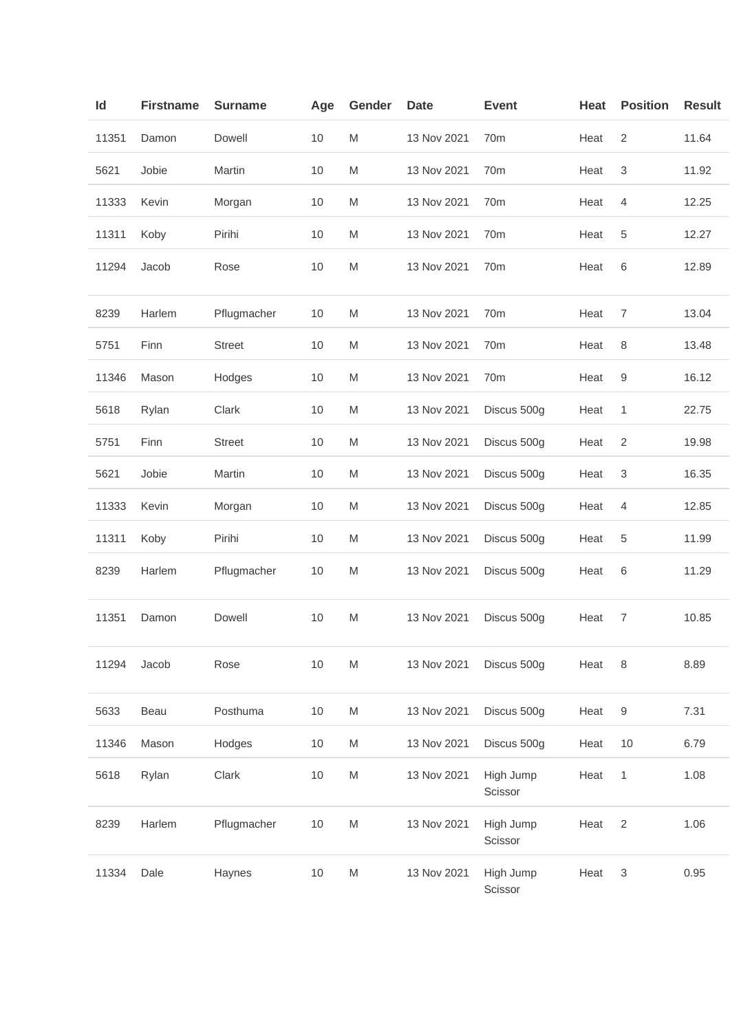| Id | Firstname | Surname | Age | Gender | Date | Event | Heat | Position | Result |
|---|---|---|---|---|---|---|---|---|---|
| 11351 | Damon | Dowell | 10 | M | 13 Nov 2021 | 70m | Heat | 2 | 11.64 |
| 5621 | Jobie | Martin | 10 | M | 13 Nov 2021 | 70m | Heat | 3 | 11.92 |
| 11333 | Kevin | Morgan | 10 | M | 13 Nov 2021 | 70m | Heat | 4 | 12.25 |
| 11311 | Koby | Pirihi | 10 | M | 13 Nov 2021 | 70m | Heat | 5 | 12.27 |
| 11294 | Jacob | Rose | 10 | M | 13 Nov 2021 | 70m | Heat | 6 | 12.89 |
| 8239 | Harlem | Pflugmacher | 10 | M | 13 Nov 2021 | 70m | Heat | 7 | 13.04 |
| 5751 | Finn | Street | 10 | M | 13 Nov 2021 | 70m | Heat | 8 | 13.48 |
| 11346 | Mason | Hodges | 10 | M | 13 Nov 2021 | 70m | Heat | 9 | 16.12 |
| 5618 | Rylan | Clark | 10 | M | 13 Nov 2021 | Discus 500g | Heat | 1 | 22.75 |
| 5751 | Finn | Street | 10 | M | 13 Nov 2021 | Discus 500g | Heat | 2 | 19.98 |
| 5621 | Jobie | Martin | 10 | M | 13 Nov 2021 | Discus 500g | Heat | 3 | 16.35 |
| 11333 | Kevin | Morgan | 10 | M | 13 Nov 2021 | Discus 500g | Heat | 4 | 12.85 |
| 11311 | Koby | Pirihi | 10 | M | 13 Nov 2021 | Discus 500g | Heat | 5 | 11.99 |
| 8239 | Harlem | Pflugmacher | 10 | M | 13 Nov 2021 | Discus 500g | Heat | 6 | 11.29 |
| 11351 | Damon | Dowell | 10 | M | 13 Nov 2021 | Discus 500g | Heat | 7 | 10.85 |
| 11294 | Jacob | Rose | 10 | M | 13 Nov 2021 | Discus 500g | Heat | 8 | 8.89 |
| 5633 | Beau | Posthuma | 10 | M | 13 Nov 2021 | Discus 500g | Heat | 9 | 7.31 |
| 11346 | Mason | Hodges | 10 | M | 13 Nov 2021 | Discus 500g | Heat | 10 | 6.79 |
| 5618 | Rylan | Clark | 10 | M | 13 Nov 2021 | High Jump Scissor | Heat | 1 | 1.08 |
| 8239 | Harlem | Pflugmacher | 10 | M | 13 Nov 2021 | High Jump Scissor | Heat | 2 | 1.06 |
| 11334 | Dale | Haynes | 10 | M | 13 Nov 2021 | High Jump Scissor | Heat | 3 | 0.95 |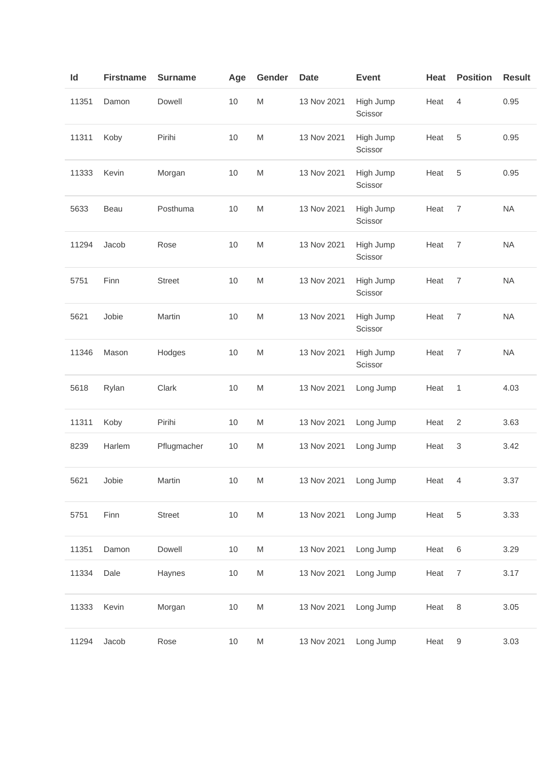| Id | Firstname | Surname | Age | Gender | Date | Event | Heat | Position | Result |
|---|---|---|---|---|---|---|---|---|---|
| 11351 | Damon | Dowell | 10 | M | 13 Nov 2021 | High Jump Scissor | Heat | 4 | 0.95 |
| 11311 | Koby | Pirihi | 10 | M | 13 Nov 2021 | High Jump Scissor | Heat | 5 | 0.95 |
| 11333 | Kevin | Morgan | 10 | M | 13 Nov 2021 | High Jump Scissor | Heat | 5 | 0.95 |
| 5633 | Beau | Posthuma | 10 | M | 13 Nov 2021 | High Jump Scissor | Heat | 7 | NA |
| 11294 | Jacob | Rose | 10 | M | 13 Nov 2021 | High Jump Scissor | Heat | 7 | NA |
| 5751 | Finn | Street | 10 | M | 13 Nov 2021 | High Jump Scissor | Heat | 7 | NA |
| 5621 | Jobie | Martin | 10 | M | 13 Nov 2021 | High Jump Scissor | Heat | 7 | NA |
| 11346 | Mason | Hodges | 10 | M | 13 Nov 2021 | High Jump Scissor | Heat | 7 | NA |
| 5618 | Rylan | Clark | 10 | M | 13 Nov 2021 | Long Jump | Heat | 1 | 4.03 |
| 11311 | Koby | Pirihi | 10 | M | 13 Nov 2021 | Long Jump | Heat | 2 | 3.63 |
| 8239 | Harlem | Pflugmacher | 10 | M | 13 Nov 2021 | Long Jump | Heat | 3 | 3.42 |
| 5621 | Jobie | Martin | 10 | M | 13 Nov 2021 | Long Jump | Heat | 4 | 3.37 |
| 5751 | Finn | Street | 10 | M | 13 Nov 2021 | Long Jump | Heat | 5 | 3.33 |
| 11351 | Damon | Dowell | 10 | M | 13 Nov 2021 | Long Jump | Heat | 6 | 3.29 |
| 11334 | Dale | Haynes | 10 | M | 13 Nov 2021 | Long Jump | Heat | 7 | 3.17 |
| 11333 | Kevin | Morgan | 10 | M | 13 Nov 2021 | Long Jump | Heat | 8 | 3.05 |
| 11294 | Jacob | Rose | 10 | M | 13 Nov 2021 | Long Jump | Heat | 9 | 3.03 |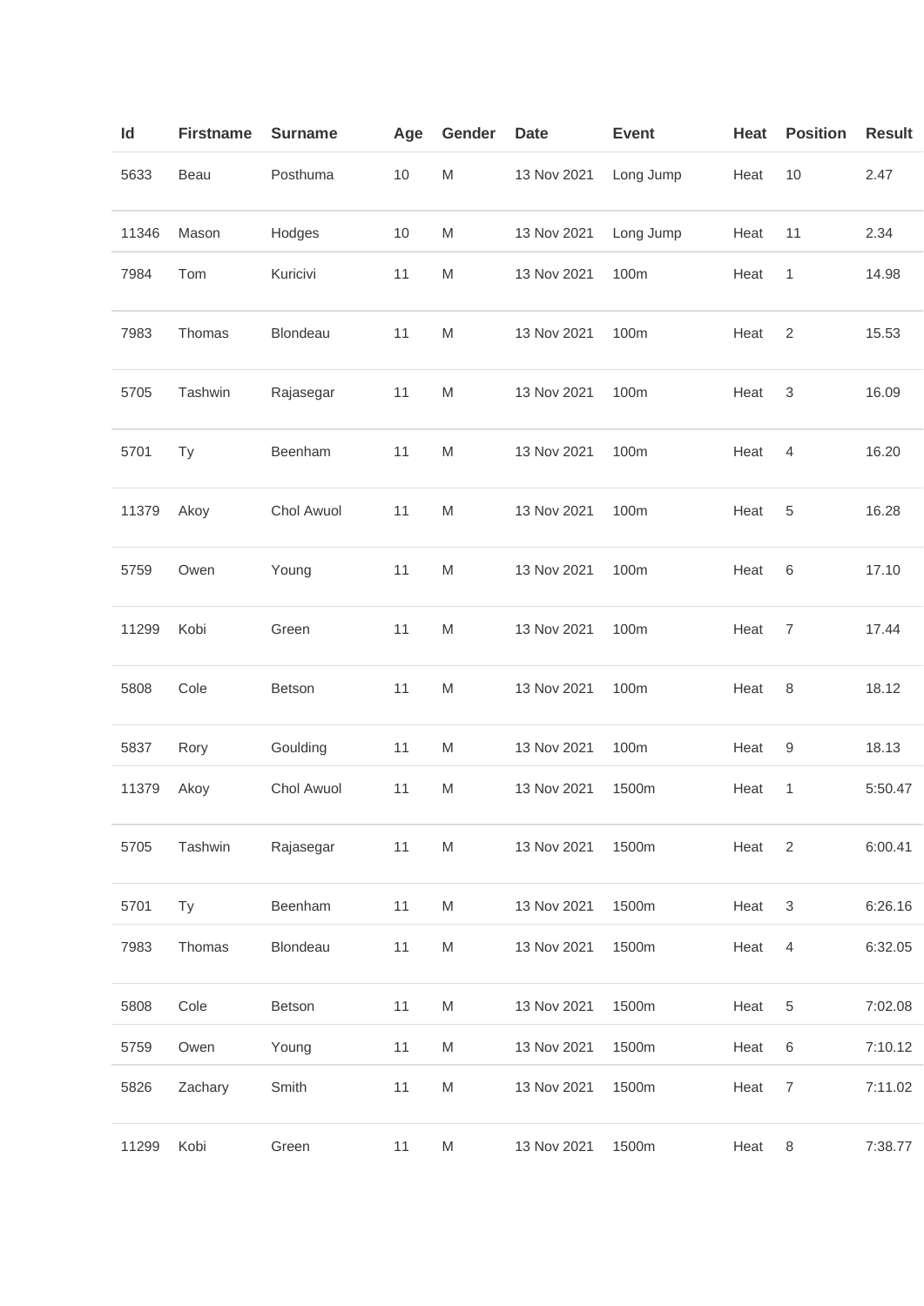| Id | Firstname | Surname | Age | Gender | Date | Event | Heat | Position | Result |
|---|---|---|---|---|---|---|---|---|---|
| 5633 | Beau | Posthuma | 10 | M | 13 Nov 2021 | Long Jump | Heat | 10 | 2.47 |
| 11346 | Mason | Hodges | 10 | M | 13 Nov 2021 | Long Jump | Heat | 11 | 2.34 |
| 7984 | Tom | Kuricivi | 11 | M | 13 Nov 2021 | 100m | Heat | 1 | 14.98 |
| 7983 | Thomas | Blondeau | 11 | M | 13 Nov 2021 | 100m | Heat | 2 | 15.53 |
| 5705 | Tashwin | Rajasegar | 11 | M | 13 Nov 2021 | 100m | Heat | 3 | 16.09 |
| 5701 | Ty | Beenham | 11 | M | 13 Nov 2021 | 100m | Heat | 4 | 16.20 |
| 11379 | Akoy | Chol Awuol | 11 | M | 13 Nov 2021 | 100m | Heat | 5 | 16.28 |
| 5759 | Owen | Young | 11 | M | 13 Nov 2021 | 100m | Heat | 6 | 17.10 |
| 11299 | Kobi | Green | 11 | M | 13 Nov 2021 | 100m | Heat | 7 | 17.44 |
| 5808 | Cole | Betson | 11 | M | 13 Nov 2021 | 100m | Heat | 8 | 18.12 |
| 5837 | Rory | Goulding | 11 | M | 13 Nov 2021 | 100m | Heat | 9 | 18.13 |
| 11379 | Akoy | Chol Awuol | 11 | M | 13 Nov 2021 | 1500m | Heat | 1 | 5:50.47 |
| 5705 | Tashwin | Rajasegar | 11 | M | 13 Nov 2021 | 1500m | Heat | 2 | 6:00.41 |
| 5701 | Ty | Beenham | 11 | M | 13 Nov 2021 | 1500m | Heat | 3 | 6:26.16 |
| 7983 | Thomas | Blondeau | 11 | M | 13 Nov 2021 | 1500m | Heat | 4 | 6:32.05 |
| 5808 | Cole | Betson | 11 | M | 13 Nov 2021 | 1500m | Heat | 5 | 7:02.08 |
| 5759 | Owen | Young | 11 | M | 13 Nov 2021 | 1500m | Heat | 6 | 7:10.12 |
| 5826 | Zachary | Smith | 11 | M | 13 Nov 2021 | 1500m | Heat | 7 | 7:11.02 |
| 11299 | Kobi | Green | 11 | M | 13 Nov 2021 | 1500m | Heat | 8 | 7:38.77 |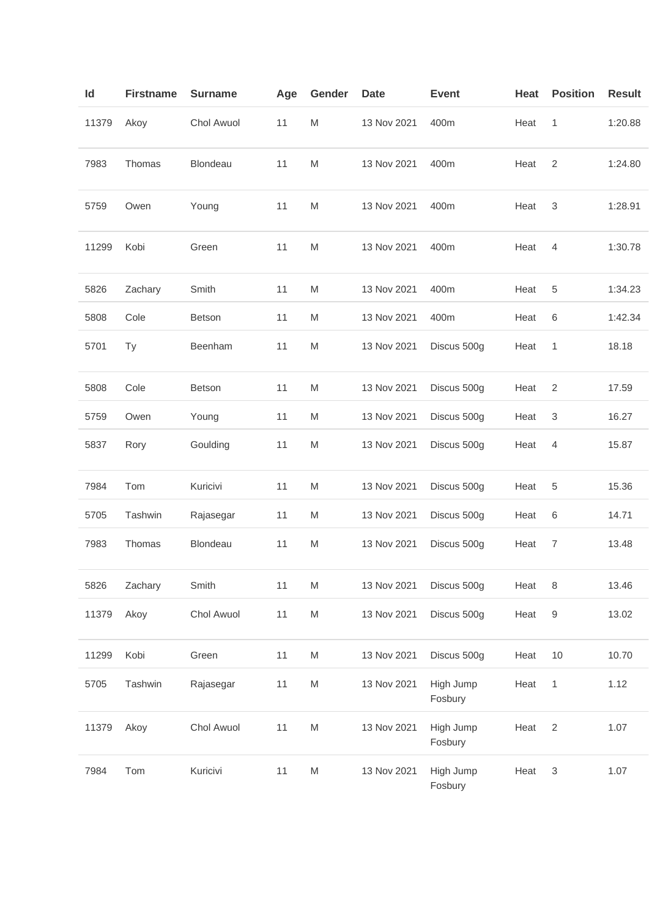| Id | Firstname | Surname | Age | Gender | Date | Event | Heat | Position | Result |
|---|---|---|---|---|---|---|---|---|---|
| 11379 | Akoy | Chol Awuol | 11 | M | 13 Nov 2021 | 400m | Heat | 1 | 1:20.88 |
| 7983 | Thomas | Blondeau | 11 | M | 13 Nov 2021 | 400m | Heat | 2 | 1:24.80 |
| 5759 | Owen | Young | 11 | M | 13 Nov 2021 | 400m | Heat | 3 | 1:28.91 |
| 11299 | Kobi | Green | 11 | M | 13 Nov 2021 | 400m | Heat | 4 | 1:30.78 |
| 5826 | Zachary | Smith | 11 | M | 13 Nov 2021 | 400m | Heat | 5 | 1:34.23 |
| 5808 | Cole | Betson | 11 | M | 13 Nov 2021 | 400m | Heat | 6 | 1:42.34 |
| 5701 | Ty | Beenham | 11 | M | 13 Nov 2021 | Discus 500g | Heat | 1 | 18.18 |
| 5808 | Cole | Betson | 11 | M | 13 Nov 2021 | Discus 500g | Heat | 2 | 17.59 |
| 5759 | Owen | Young | 11 | M | 13 Nov 2021 | Discus 500g | Heat | 3 | 16.27 |
| 5837 | Rory | Goulding | 11 | M | 13 Nov 2021 | Discus 500g | Heat | 4 | 15.87 |
| 7984 | Tom | Kuricivi | 11 | M | 13 Nov 2021 | Discus 500g | Heat | 5 | 15.36 |
| 5705 | Tashwin | Rajasegar | 11 | M | 13 Nov 2021 | Discus 500g | Heat | 6 | 14.71 |
| 7983 | Thomas | Blondeau | 11 | M | 13 Nov 2021 | Discus 500g | Heat | 7 | 13.48 |
| 5826 | Zachary | Smith | 11 | M | 13 Nov 2021 | Discus 500g | Heat | 8 | 13.46 |
| 11379 | Akoy | Chol Awuol | 11 | M | 13 Nov 2021 | Discus 500g | Heat | 9 | 13.02 |
| 11299 | Kobi | Green | 11 | M | 13 Nov 2021 | Discus 500g | Heat | 10 | 10.70 |
| 5705 | Tashwin | Rajasegar | 11 | M | 13 Nov 2021 | High Jump Fosbury | Heat | 1 | 1.12 |
| 11379 | Akoy | Chol Awuol | 11 | M | 13 Nov 2021 | High Jump Fosbury | Heat | 2 | 1.07 |
| 7984 | Tom | Kuricivi | 11 | M | 13 Nov 2021 | High Jump Fosbury | Heat | 3 | 1.07 |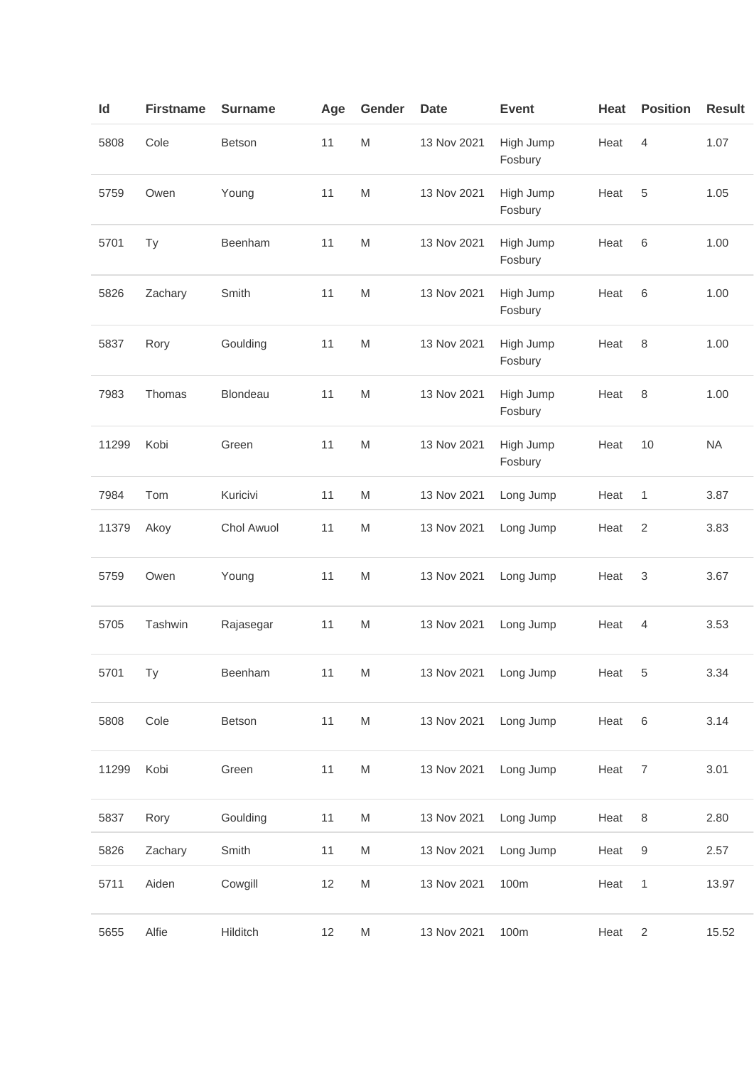| Id | Firstname | Surname | Age | Gender | Date | Event | Heat | Position | Result |
|---|---|---|---|---|---|---|---|---|---|
| 5808 | Cole | Betson | 11 | M | 13 Nov 2021 | High Jump Fosbury | Heat | 4 | 1.07 |
| 5759 | Owen | Young | 11 | M | 13 Nov 2021 | High Jump Fosbury | Heat | 5 | 1.05 |
| 5701 | Ty | Beenham | 11 | M | 13 Nov 2021 | High Jump Fosbury | Heat | 6 | 1.00 |
| 5826 | Zachary | Smith | 11 | M | 13 Nov 2021 | High Jump Fosbury | Heat | 6 | 1.00 |
| 5837 | Rory | Goulding | 11 | M | 13 Nov 2021 | High Jump Fosbury | Heat | 8 | 1.00 |
| 7983 | Thomas | Blondeau | 11 | M | 13 Nov 2021 | High Jump Fosbury | Heat | 8 | 1.00 |
| 11299 | Kobi | Green | 11 | M | 13 Nov 2021 | High Jump Fosbury | Heat | 10 | NA |
| 7984 | Tom | Kuricivi | 11 | M | 13 Nov 2021 | Long Jump | Heat | 1 | 3.87 |
| 11379 | Akoy | Chol Awuol | 11 | M | 13 Nov 2021 | Long Jump | Heat | 2 | 3.83 |
| 5759 | Owen | Young | 11 | M | 13 Nov 2021 | Long Jump | Heat | 3 | 3.67 |
| 5705 | Tashwin | Rajasegar | 11 | M | 13 Nov 2021 | Long Jump | Heat | 4 | 3.53 |
| 5701 | Ty | Beenham | 11 | M | 13 Nov 2021 | Long Jump | Heat | 5 | 3.34 |
| 5808 | Cole | Betson | 11 | M | 13 Nov 2021 | Long Jump | Heat | 6 | 3.14 |
| 11299 | Kobi | Green | 11 | M | 13 Nov 2021 | Long Jump | Heat | 7 | 3.01 |
| 5837 | Rory | Goulding | 11 | M | 13 Nov 2021 | Long Jump | Heat | 8 | 2.80 |
| 5826 | Zachary | Smith | 11 | M | 13 Nov 2021 | Long Jump | Heat | 9 | 2.57 |
| 5711 | Aiden | Cowgill | 12 | M | 13 Nov 2021 | 100m | Heat | 1 | 13.97 |
| 5655 | Alfie | Hilditch | 12 | M | 13 Nov 2021 | 100m | Heat | 2 | 15.52 |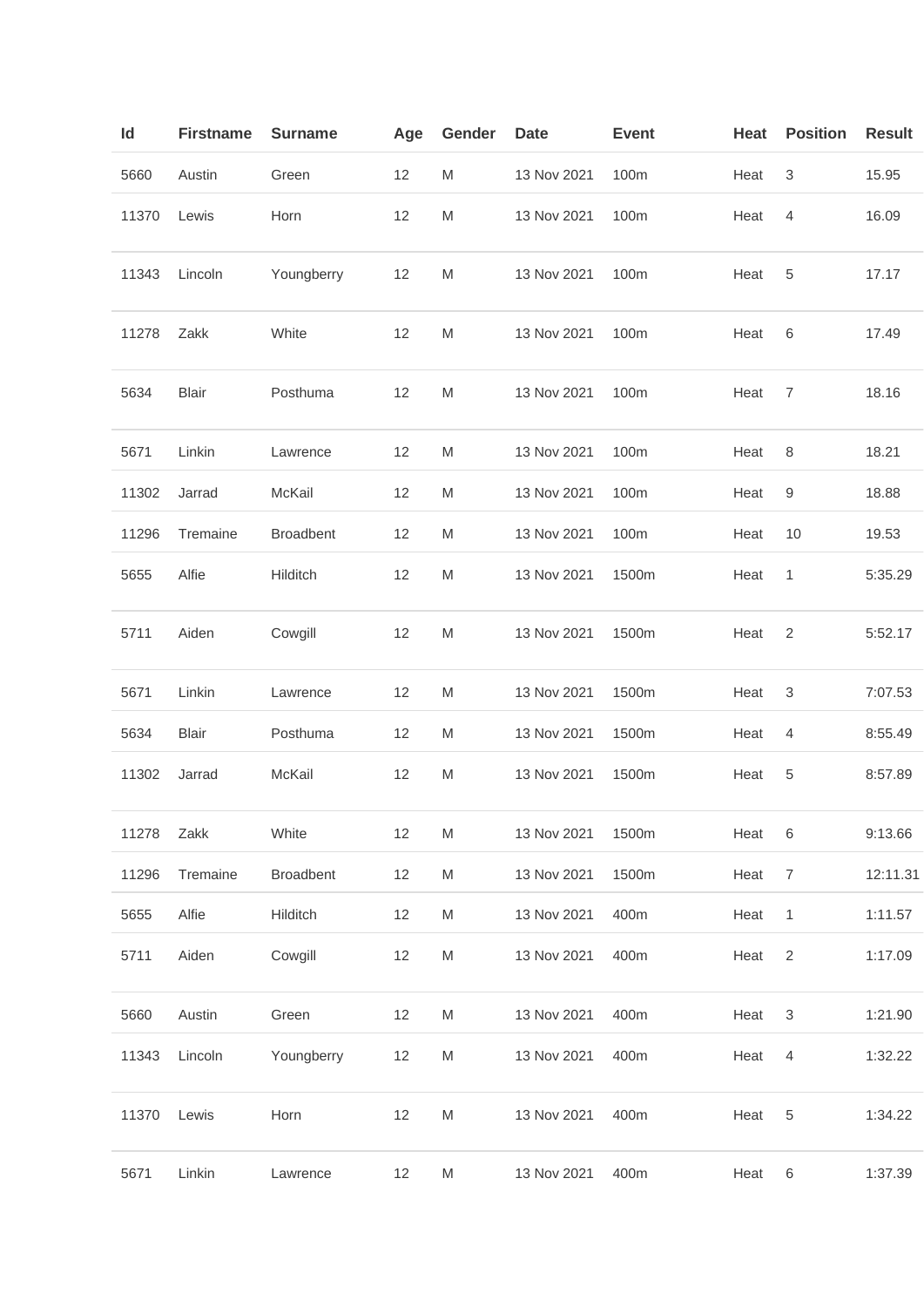| Id | Firstname | Surname | Age | Gender | Date | Event | Heat | Position | Result |
|---|---|---|---|---|---|---|---|---|---|
| 5660 | Austin | Green | 12 | M | 13 Nov 2021 | 100m | Heat | 3 | 15.95 |
| 11370 | Lewis | Horn | 12 | M | 13 Nov 2021 | 100m | Heat | 4 | 16.09 |
| 11343 | Lincoln | Youngberry | 12 | M | 13 Nov 2021 | 100m | Heat | 5 | 17.17 |
| 11278 | Zakk | White | 12 | M | 13 Nov 2021 | 100m | Heat | 6 | 17.49 |
| 5634 | Blair | Posthuma | 12 | M | 13 Nov 2021 | 100m | Heat | 7 | 18.16 |
| 5671 | Linkin | Lawrence | 12 | M | 13 Nov 2021 | 100m | Heat | 8 | 18.21 |
| 11302 | Jarrad | McKail | 12 | M | 13 Nov 2021 | 100m | Heat | 9 | 18.88 |
| 11296 | Tremaine | Broadbent | 12 | M | 13 Nov 2021 | 100m | Heat | 10 | 19.53 |
| 5655 | Alfie | Hilditch | 12 | M | 13 Nov 2021 | 1500m | Heat | 1 | 5:35.29 |
| 5711 | Aiden | Cowgill | 12 | M | 13 Nov 2021 | 1500m | Heat | 2 | 5:52.17 |
| 5671 | Linkin | Lawrence | 12 | M | 13 Nov 2021 | 1500m | Heat | 3 | 7:07.53 |
| 5634 | Blair | Posthuma | 12 | M | 13 Nov 2021 | 1500m | Heat | 4 | 8:55.49 |
| 11302 | Jarrad | McKail | 12 | M | 13 Nov 2021 | 1500m | Heat | 5 | 8:57.89 |
| 11278 | Zakk | White | 12 | M | 13 Nov 2021 | 1500m | Heat | 6 | 9:13.66 |
| 11296 | Tremaine | Broadbent | 12 | M | 13 Nov 2021 | 1500m | Heat | 7 | 12:11.31 |
| 5655 | Alfie | Hilditch | 12 | M | 13 Nov 2021 | 400m | Heat | 1 | 1:11.57 |
| 5711 | Aiden | Cowgill | 12 | M | 13 Nov 2021 | 400m | Heat | 2 | 1:17.09 |
| 5660 | Austin | Green | 12 | M | 13 Nov 2021 | 400m | Heat | 3 | 1:21.90 |
| 11343 | Lincoln | Youngberry | 12 | M | 13 Nov 2021 | 400m | Heat | 4 | 1:32.22 |
| 11370 | Lewis | Horn | 12 | M | 13 Nov 2021 | 400m | Heat | 5 | 1:34.22 |
| 5671 | Linkin | Lawrence | 12 | M | 13 Nov 2021 | 400m | Heat | 6 | 1:37.39 |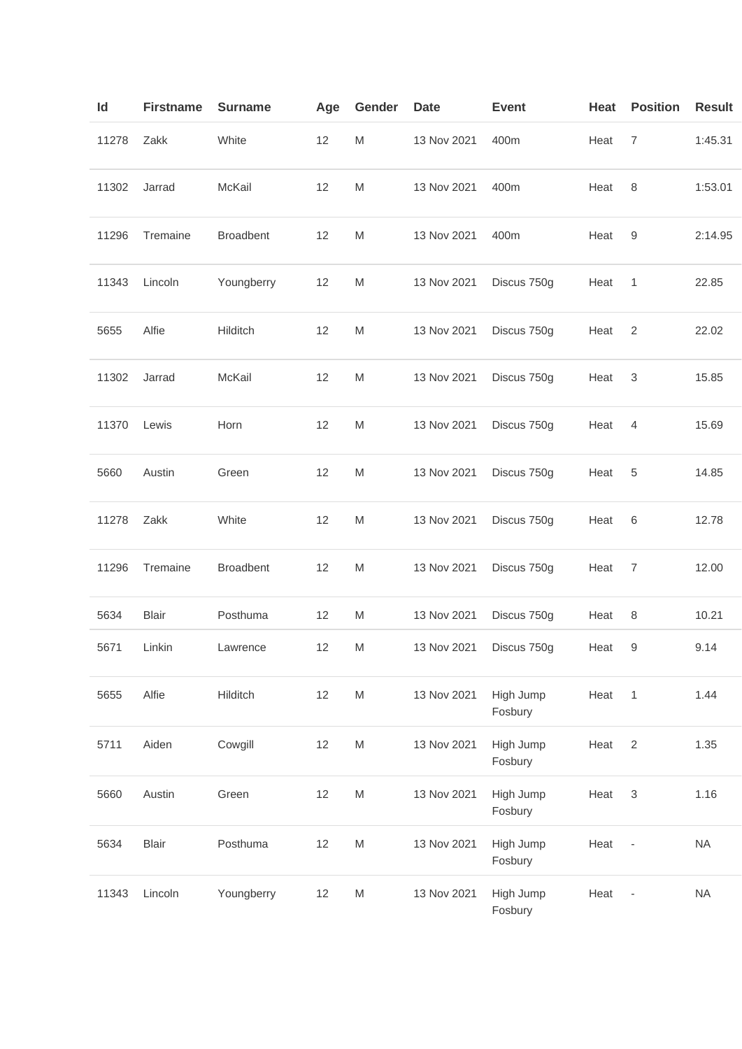| Id | Firstname | Surname | Age | Gender | Date | Event | Heat | Position | Result |
|---|---|---|---|---|---|---|---|---|---|
| 11278 | Zakk | White | 12 | M | 13 Nov 2021 | 400m | Heat | 7 | 1:45.31 |
| 11302 | Jarrad | McKail | 12 | M | 13 Nov 2021 | 400m | Heat | 8 | 1:53.01 |
| 11296 | Tremaine | Broadbent | 12 | M | 13 Nov 2021 | 400m | Heat | 9 | 2:14.95 |
| 11343 | Lincoln | Youngberry | 12 | M | 13 Nov 2021 | Discus 750g | Heat | 1 | 22.85 |
| 5655 | Alfie | Hilditch | 12 | M | 13 Nov 2021 | Discus 750g | Heat | 2 | 22.02 |
| 11302 | Jarrad | McKail | 12 | M | 13 Nov 2021 | Discus 750g | Heat | 3 | 15.85 |
| 11370 | Lewis | Horn | 12 | M | 13 Nov 2021 | Discus 750g | Heat | 4 | 15.69 |
| 5660 | Austin | Green | 12 | M | 13 Nov 2021 | Discus 750g | Heat | 5 | 14.85 |
| 11278 | Zakk | White | 12 | M | 13 Nov 2021 | Discus 750g | Heat | 6 | 12.78 |
| 11296 | Tremaine | Broadbent | 12 | M | 13 Nov 2021 | Discus 750g | Heat | 7 | 12.00 |
| 5634 | Blair | Posthuma | 12 | M | 13 Nov 2021 | Discus 750g | Heat | 8 | 10.21 |
| 5671 | Linkin | Lawrence | 12 | M | 13 Nov 2021 | Discus 750g | Heat | 9 | 9.14 |
| 5655 | Alfie | Hilditch | 12 | M | 13 Nov 2021 | High Jump Fosbury | Heat | 1 | 1.44 |
| 5711 | Aiden | Cowgill | 12 | M | 13 Nov 2021 | High Jump Fosbury | Heat | 2 | 1.35 |
| 5660 | Austin | Green | 12 | M | 13 Nov 2021 | High Jump Fosbury | Heat | 3 | 1.16 |
| 5634 | Blair | Posthuma | 12 | M | 13 Nov 2021 | High Jump Fosbury | Heat | - | NA |
| 11343 | Lincoln | Youngberry | 12 | M | 13 Nov 2021 | High Jump Fosbury | Heat | - | NA |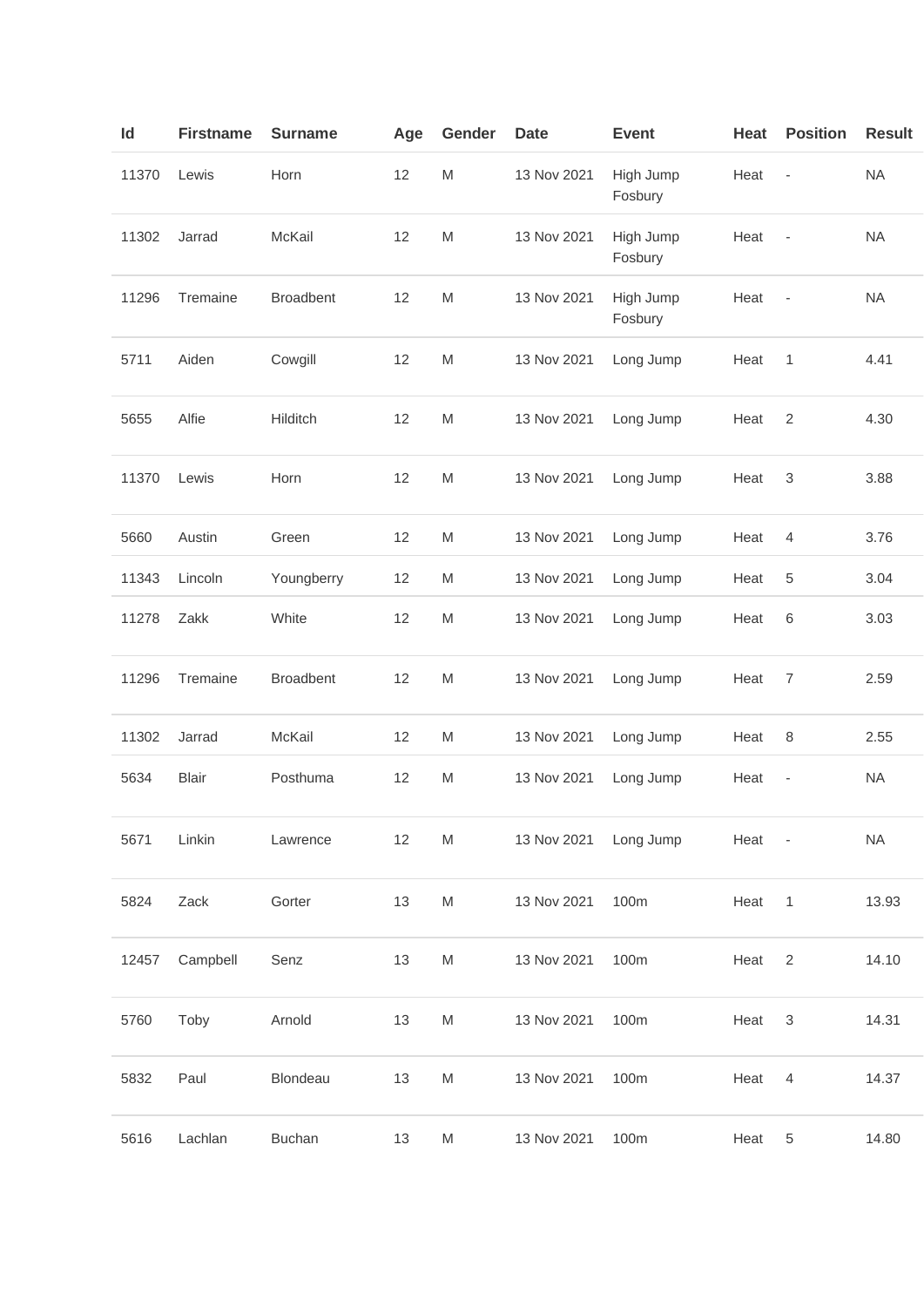| Id | Firstname | Surname | Age | Gender | Date | Event | Heat | Position | Result |
|---|---|---|---|---|---|---|---|---|---|
| 11370 | Lewis | Horn | 12 | M | 13 Nov 2021 | High Jump Fosbury | Heat | - | NA |
| 11302 | Jarrad | McKail | 12 | M | 13 Nov 2021 | High Jump Fosbury | Heat | - | NA |
| 11296 | Tremaine | Broadbent | 12 | M | 13 Nov 2021 | High Jump Fosbury | Heat | - | NA |
| 5711 | Aiden | Cowgill | 12 | M | 13 Nov 2021 | Long Jump | Heat | 1 | 4.41 |
| 5655 | Alfie | Hilditch | 12 | M | 13 Nov 2021 | Long Jump | Heat | 2 | 4.30 |
| 11370 | Lewis | Horn | 12 | M | 13 Nov 2021 | Long Jump | Heat | 3 | 3.88 |
| 5660 | Austin | Green | 12 | M | 13 Nov 2021 | Long Jump | Heat | 4 | 3.76 |
| 11343 | Lincoln | Youngberry | 12 | M | 13 Nov 2021 | Long Jump | Heat | 5 | 3.04 |
| 11278 | Zakk | White | 12 | M | 13 Nov 2021 | Long Jump | Heat | 6 | 3.03 |
| 11296 | Tremaine | Broadbent | 12 | M | 13 Nov 2021 | Long Jump | Heat | 7 | 2.59 |
| 11302 | Jarrad | McKail | 12 | M | 13 Nov 2021 | Long Jump | Heat | 8 | 2.55 |
| 5634 | Blair | Posthuma | 12 | M | 13 Nov 2021 | Long Jump | Heat | - | NA |
| 5671 | Linkin | Lawrence | 12 | M | 13 Nov 2021 | Long Jump | Heat | - | NA |
| 5824 | Zack | Gorter | 13 | M | 13 Nov 2021 | 100m | Heat | 1 | 13.93 |
| 12457 | Campbell | Senz | 13 | M | 13 Nov 2021 | 100m | Heat | 2 | 14.10 |
| 5760 | Toby | Arnold | 13 | M | 13 Nov 2021 | 100m | Heat | 3 | 14.31 |
| 5832 | Paul | Blondeau | 13 | M | 13 Nov 2021 | 100m | Heat | 4 | 14.37 |
| 5616 | Lachlan | Buchan | 13 | M | 13 Nov 2021 | 100m | Heat | 5 | 14.80 |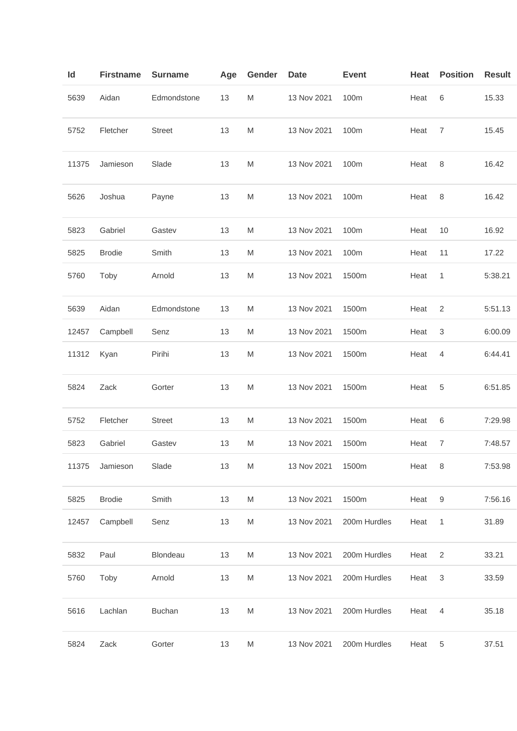| Id | Firstname | Surname | Age | Gender | Date | Event | Heat | Position | Result |
| --- | --- | --- | --- | --- | --- | --- | --- | --- | --- |
| 5639 | Aidan | Edmondstone | 13 | M | 13 Nov 2021 | 100m | Heat | 6 | 15.33 |
| 5752 | Fletcher | Street | 13 | M | 13 Nov 2021 | 100m | Heat | 7 | 15.45 |
| 11375 | Jamieson | Slade | 13 | M | 13 Nov 2021 | 100m | Heat | 8 | 16.42 |
| 5626 | Joshua | Payne | 13 | M | 13 Nov 2021 | 100m | Heat | 8 | 16.42 |
| 5823 | Gabriel | Gastev | 13 | M | 13 Nov 2021 | 100m | Heat | 10 | 16.92 |
| 5825 | Brodie | Smith | 13 | M | 13 Nov 2021 | 100m | Heat | 11 | 17.22 |
| 5760 | Toby | Arnold | 13 | M | 13 Nov 2021 | 1500m | Heat | 1 | 5:38.21 |
| 5639 | Aidan | Edmondstone | 13 | M | 13 Nov 2021 | 1500m | Heat | 2 | 5:51.13 |
| 12457 | Campbell | Senz | 13 | M | 13 Nov 2021 | 1500m | Heat | 3 | 6:00.09 |
| 11312 | Kyan | Pirihi | 13 | M | 13 Nov 2021 | 1500m | Heat | 4 | 6:44.41 |
| 5824 | Zack | Gorter | 13 | M | 13 Nov 2021 | 1500m | Heat | 5 | 6:51.85 |
| 5752 | Fletcher | Street | 13 | M | 13 Nov 2021 | 1500m | Heat | 6 | 7:29.98 |
| 5823 | Gabriel | Gastev | 13 | M | 13 Nov 2021 | 1500m | Heat | 7 | 7:48.57 |
| 11375 | Jamieson | Slade | 13 | M | 13 Nov 2021 | 1500m | Heat | 8 | 7:53.98 |
| 5825 | Brodie | Smith | 13 | M | 13 Nov 2021 | 1500m | Heat | 9 | 7:56.16 |
| 12457 | Campbell | Senz | 13 | M | 13 Nov 2021 | 200m Hurdles | Heat | 1 | 31.89 |
| 5832 | Paul | Blondeau | 13 | M | 13 Nov 2021 | 200m Hurdles | Heat | 2 | 33.21 |
| 5760 | Toby | Arnold | 13 | M | 13 Nov 2021 | 200m Hurdles | Heat | 3 | 33.59 |
| 5616 | Lachlan | Buchan | 13 | M | 13 Nov 2021 | 200m Hurdles | Heat | 4 | 35.18 |
| 5824 | Zack | Gorter | 13 | M | 13 Nov 2021 | 200m Hurdles | Heat | 5 | 37.51 |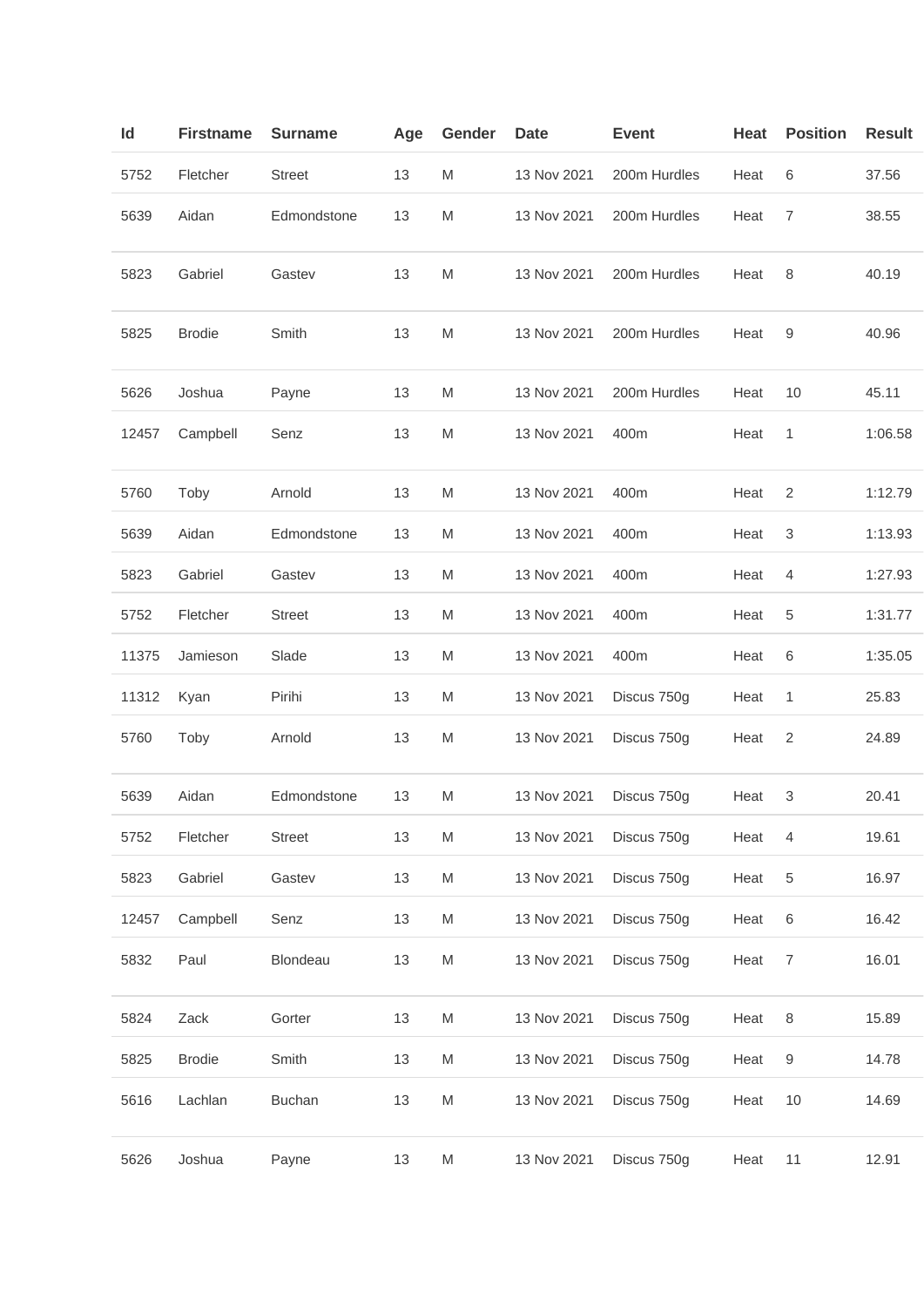| Id | Firstname | Surname | Age | Gender | Date | Event | Heat | Position | Result |
|---|---|---|---|---|---|---|---|---|---|
| 5752 | Fletcher | Street | 13 | M | 13 Nov 2021 | 200m Hurdles | Heat | 6 | 37.56 |
| 5639 | Aidan | Edmondstone | 13 | M | 13 Nov 2021 | 200m Hurdles | Heat | 7 | 38.55 |
| 5823 | Gabriel | Gastev | 13 | M | 13 Nov 2021 | 200m Hurdles | Heat | 8 | 40.19 |
| 5825 | Brodie | Smith | 13 | M | 13 Nov 2021 | 200m Hurdles | Heat | 9 | 40.96 |
| 5626 | Joshua | Payne | 13 | M | 13 Nov 2021 | 200m Hurdles | Heat | 10 | 45.11 |
| 12457 | Campbell | Senz | 13 | M | 13 Nov 2021 | 400m | Heat | 1 | 1:06.58 |
| 5760 | Toby | Arnold | 13 | M | 13 Nov 2021 | 400m | Heat | 2 | 1:12.79 |
| 5639 | Aidan | Edmondstone | 13 | M | 13 Nov 2021 | 400m | Heat | 3 | 1:13.93 |
| 5823 | Gabriel | Gastev | 13 | M | 13 Nov 2021 | 400m | Heat | 4 | 1:27.93 |
| 5752 | Fletcher | Street | 13 | M | 13 Nov 2021 | 400m | Heat | 5 | 1:31.77 |
| 11375 | Jamieson | Slade | 13 | M | 13 Nov 2021 | 400m | Heat | 6 | 1:35.05 |
| 11312 | Kyan | Pirihi | 13 | M | 13 Nov 2021 | Discus 750g | Heat | 1 | 25.83 |
| 5760 | Toby | Arnold | 13 | M | 13 Nov 2021 | Discus 750g | Heat | 2 | 24.89 |
| 5639 | Aidan | Edmondstone | 13 | M | 13 Nov 2021 | Discus 750g | Heat | 3 | 20.41 |
| 5752 | Fletcher | Street | 13 | M | 13 Nov 2021 | Discus 750g | Heat | 4 | 19.61 |
| 5823 | Gabriel | Gastev | 13 | M | 13 Nov 2021 | Discus 750g | Heat | 5 | 16.97 |
| 12457 | Campbell | Senz | 13 | M | 13 Nov 2021 | Discus 750g | Heat | 6 | 16.42 |
| 5832 | Paul | Blondeau | 13 | M | 13 Nov 2021 | Discus 750g | Heat | 7 | 16.01 |
| 5824 | Zack | Gorter | 13 | M | 13 Nov 2021 | Discus 750g | Heat | 8 | 15.89 |
| 5825 | Brodie | Smith | 13 | M | 13 Nov 2021 | Discus 750g | Heat | 9 | 14.78 |
| 5616 | Lachlan | Buchan | 13 | M | 13 Nov 2021 | Discus 750g | Heat | 10 | 14.69 |
| 5626 | Joshua | Payne | 13 | M | 13 Nov 2021 | Discus 750g | Heat | 11 | 12.91 |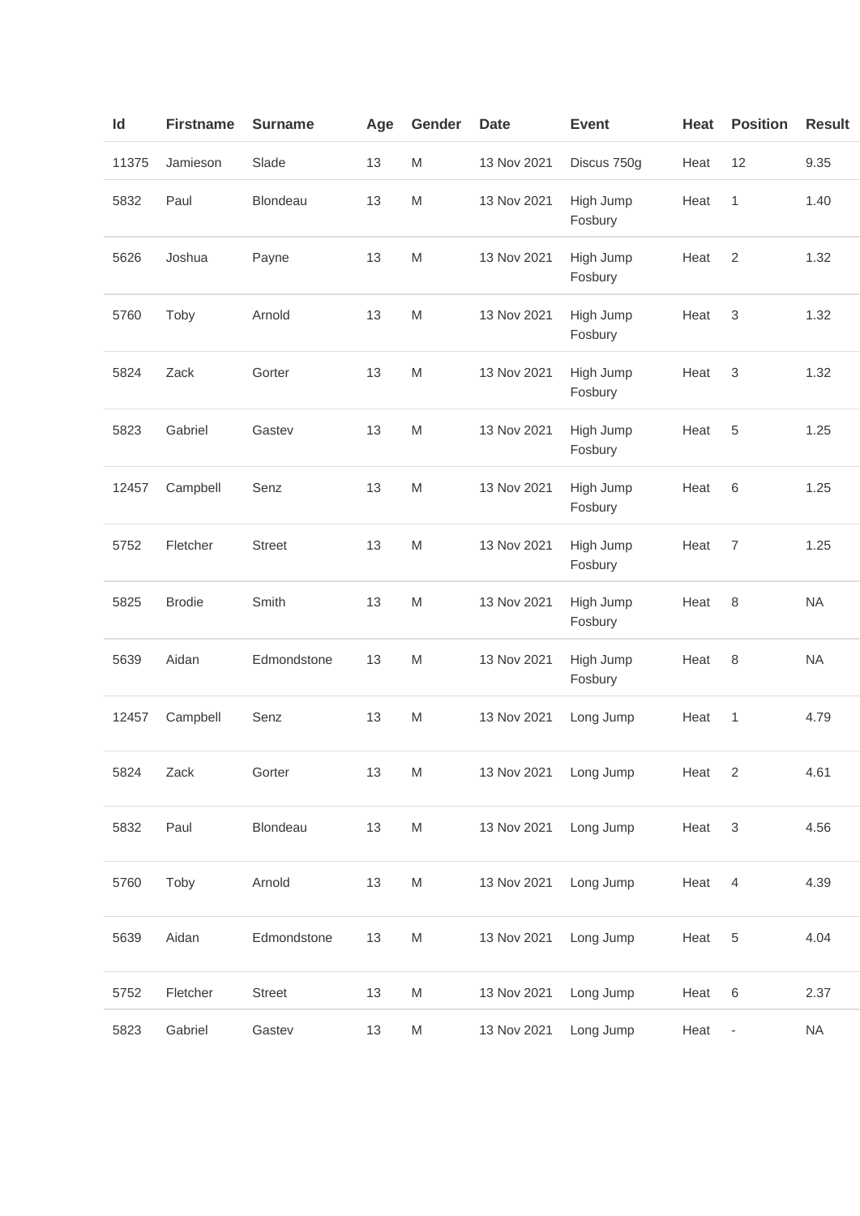| Id | Firstname | Surname | Age | Gender | Date | Event | Heat | Position | Result |
|---|---|---|---|---|---|---|---|---|---|
| 11375 | Jamieson | Slade | 13 | M | 13 Nov 2021 | Discus 750g | Heat | 12 | 9.35 |
| 5832 | Paul | Blondeau | 13 | M | 13 Nov 2021 | High Jump Fosbury | Heat | 1 | 1.40 |
| 5626 | Joshua | Payne | 13 | M | 13 Nov 2021 | High Jump Fosbury | Heat | 2 | 1.32 |
| 5760 | Toby | Arnold | 13 | M | 13 Nov 2021 | High Jump Fosbury | Heat | 3 | 1.32 |
| 5824 | Zack | Gorter | 13 | M | 13 Nov 2021 | High Jump Fosbury | Heat | 3 | 1.32 |
| 5823 | Gabriel | Gastev | 13 | M | 13 Nov 2021 | High Jump Fosbury | Heat | 5 | 1.25 |
| 12457 | Campbell | Senz | 13 | M | 13 Nov 2021 | High Jump Fosbury | Heat | 6 | 1.25 |
| 5752 | Fletcher | Street | 13 | M | 13 Nov 2021 | High Jump Fosbury | Heat | 7 | 1.25 |
| 5825 | Brodie | Smith | 13 | M | 13 Nov 2021 | High Jump Fosbury | Heat | 8 | NA |
| 5639 | Aidan | Edmondstone | 13 | M | 13 Nov 2021 | High Jump Fosbury | Heat | 8 | NA |
| 12457 | Campbell | Senz | 13 | M | 13 Nov 2021 | Long Jump | Heat | 1 | 4.79 |
| 5824 | Zack | Gorter | 13 | M | 13 Nov 2021 | Long Jump | Heat | 2 | 4.61 |
| 5832 | Paul | Blondeau | 13 | M | 13 Nov 2021 | Long Jump | Heat | 3 | 4.56 |
| 5760 | Toby | Arnold | 13 | M | 13 Nov 2021 | Long Jump | Heat | 4 | 4.39 |
| 5639 | Aidan | Edmondstone | 13 | M | 13 Nov 2021 | Long Jump | Heat | 5 | 4.04 |
| 5752 | Fletcher | Street | 13 | M | 13 Nov 2021 | Long Jump | Heat | 6 | 2.37 |
| 5823 | Gabriel | Gastev | 13 | M | 13 Nov 2021 | Long Jump | Heat | - | NA |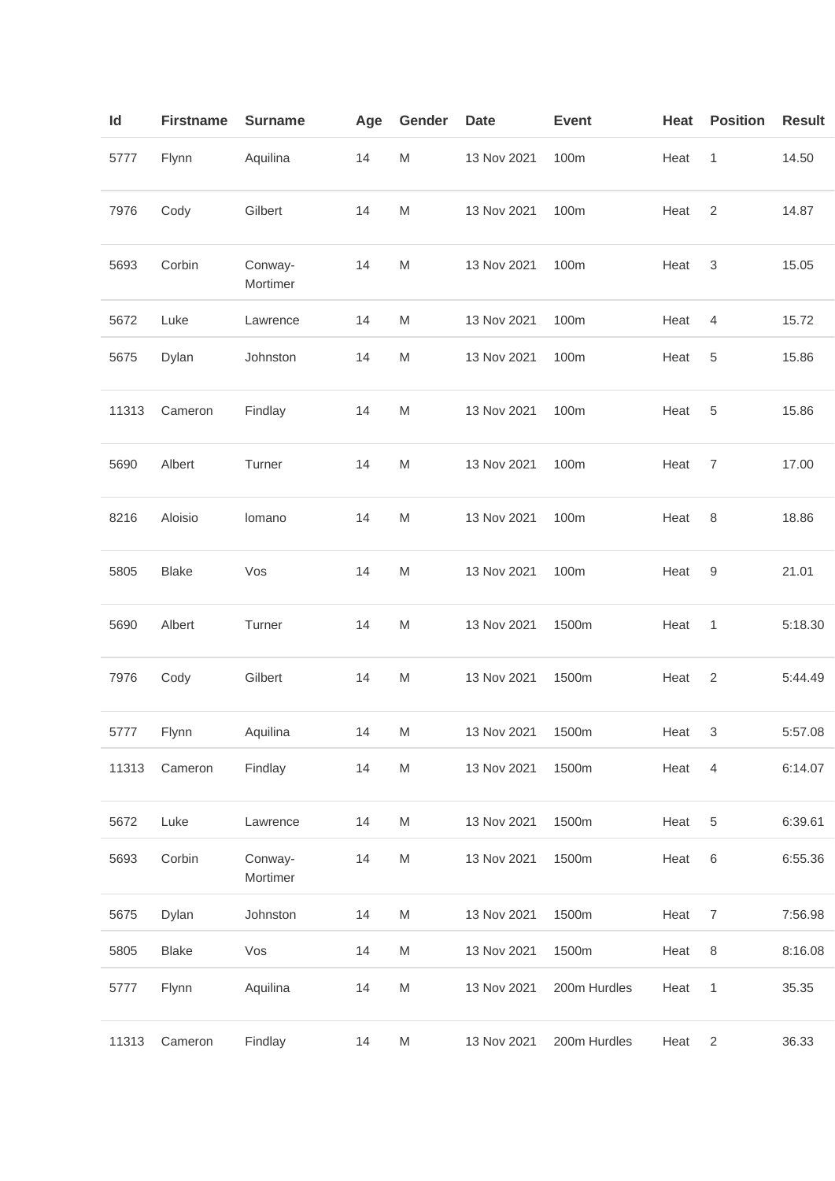| Id | Firstname | Surname | Age | Gender | Date | Event | Heat | Position | Result |
|---|---|---|---|---|---|---|---|---|---|
| 5777 | Flynn | Aquilina | 14 | M | 13 Nov 2021 | 100m | Heat | 1 | 14.50 |
| 7976 | Cody | Gilbert | 14 | M | 13 Nov 2021 | 100m | Heat | 2 | 14.87 |
| 5693 | Corbin | Conway-Mortimer | 14 | M | 13 Nov 2021 | 100m | Heat | 3 | 15.05 |
| 5672 | Luke | Lawrence | 14 | M | 13 Nov 2021 | 100m | Heat | 4 | 15.72 |
| 5675 | Dylan | Johnston | 14 | M | 13 Nov 2021 | 100m | Heat | 5 | 15.86 |
| 11313 | Cameron | Findlay | 14 | M | 13 Nov 2021 | 100m | Heat | 5 | 15.86 |
| 5690 | Albert | Turner | 14 | M | 13 Nov 2021 | 100m | Heat | 7 | 17.00 |
| 8216 | Aloisio | lomano | 14 | M | 13 Nov 2021 | 100m | Heat | 8 | 18.86 |
| 5805 | Blake | Vos | 14 | M | 13 Nov 2021 | 100m | Heat | 9 | 21.01 |
| 5690 | Albert | Turner | 14 | M | 13 Nov 2021 | 1500m | Heat | 1 | 5:18.30 |
| 7976 | Cody | Gilbert | 14 | M | 13 Nov 2021 | 1500m | Heat | 2 | 5:44.49 |
| 5777 | Flynn | Aquilina | 14 | M | 13 Nov 2021 | 1500m | Heat | 3 | 5:57.08 |
| 11313 | Cameron | Findlay | 14 | M | 13 Nov 2021 | 1500m | Heat | 4 | 6:14.07 |
| 5672 | Luke | Lawrence | 14 | M | 13 Nov 2021 | 1500m | Heat | 5 | 6:39.61 |
| 5693 | Corbin | Conway-Mortimer | 14 | M | 13 Nov 2021 | 1500m | Heat | 6 | 6:55.36 |
| 5675 | Dylan | Johnston | 14 | M | 13 Nov 2021 | 1500m | Heat | 7 | 7:56.98 |
| 5805 | Blake | Vos | 14 | M | 13 Nov 2021 | 1500m | Heat | 8 | 8:16.08 |
| 5777 | Flynn | Aquilina | 14 | M | 13 Nov 2021 | 200m Hurdles | Heat | 1 | 35.35 |
| 11313 | Cameron | Findlay | 14 | M | 13 Nov 2021 | 200m Hurdles | Heat | 2 | 36.33 |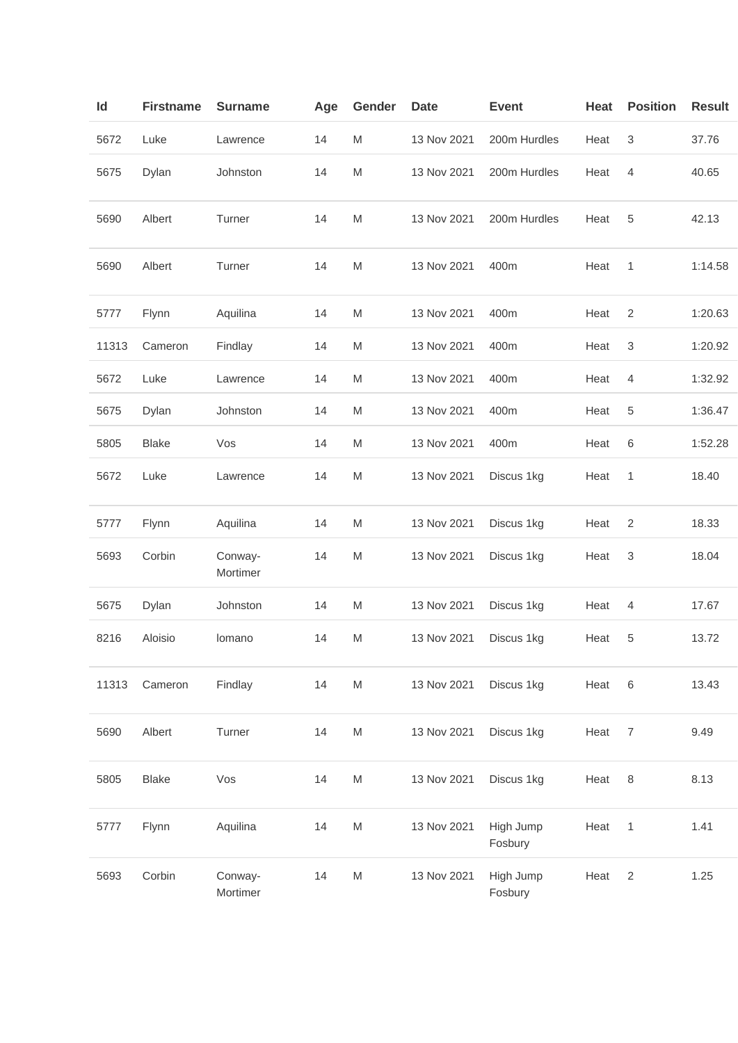| Id | Firstname | Surname | Age | Gender | Date | Event | Heat | Position | Result |
|---|---|---|---|---|---|---|---|---|---|
| 5672 | Luke | Lawrence | 14 | M | 13 Nov 2021 | 200m Hurdles | Heat | 3 | 37.76 |
| 5675 | Dylan | Johnston | 14 | M | 13 Nov 2021 | 200m Hurdles | Heat | 4 | 40.65 |
| 5690 | Albert | Turner | 14 | M | 13 Nov 2021 | 200m Hurdles | Heat | 5 | 42.13 |
| 5690 | Albert | Turner | 14 | M | 13 Nov 2021 | 400m | Heat | 1 | 1:14.58 |
| 5777 | Flynn | Aquilina | 14 | M | 13 Nov 2021 | 400m | Heat | 2 | 1:20.63 |
| 11313 | Cameron | Findlay | 14 | M | 13 Nov 2021 | 400m | Heat | 3 | 1:20.92 |
| 5672 | Luke | Lawrence | 14 | M | 13 Nov 2021 | 400m | Heat | 4 | 1:32.92 |
| 5675 | Dylan | Johnston | 14 | M | 13 Nov 2021 | 400m | Heat | 5 | 1:36.47 |
| 5805 | Blake | Vos | 14 | M | 13 Nov 2021 | 400m | Heat | 6 | 1:52.28 |
| 5672 | Luke | Lawrence | 14 | M | 13 Nov 2021 | Discus 1kg | Heat | 1 | 18.40 |
| 5777 | Flynn | Aquilina | 14 | M | 13 Nov 2021 | Discus 1kg | Heat | 2 | 18.33 |
| 5693 | Corbin | Conway-Mortimer | 14 | M | 13 Nov 2021 | Discus 1kg | Heat | 3 | 18.04 |
| 5675 | Dylan | Johnston | 14 | M | 13 Nov 2021 | Discus 1kg | Heat | 4 | 17.67 |
| 8216 | Aloisio | Iomano | 14 | M | 13 Nov 2021 | Discus 1kg | Heat | 5 | 13.72 |
| 11313 | Cameron | Findlay | 14 | M | 13 Nov 2021 | Discus 1kg | Heat | 6 | 13.43 |
| 5690 | Albert | Turner | 14 | M | 13 Nov 2021 | Discus 1kg | Heat | 7 | 9.49 |
| 5805 | Blake | Vos | 14 | M | 13 Nov 2021 | Discus 1kg | Heat | 8 | 8.13 |
| 5777 | Flynn | Aquilina | 14 | M | 13 Nov 2021 | High Jump Fosbury | Heat | 1 | 1.41 |
| 5693 | Corbin | Conway-Mortimer | 14 | M | 13 Nov 2021 | High Jump Fosbury | Heat | 2 | 1.25 |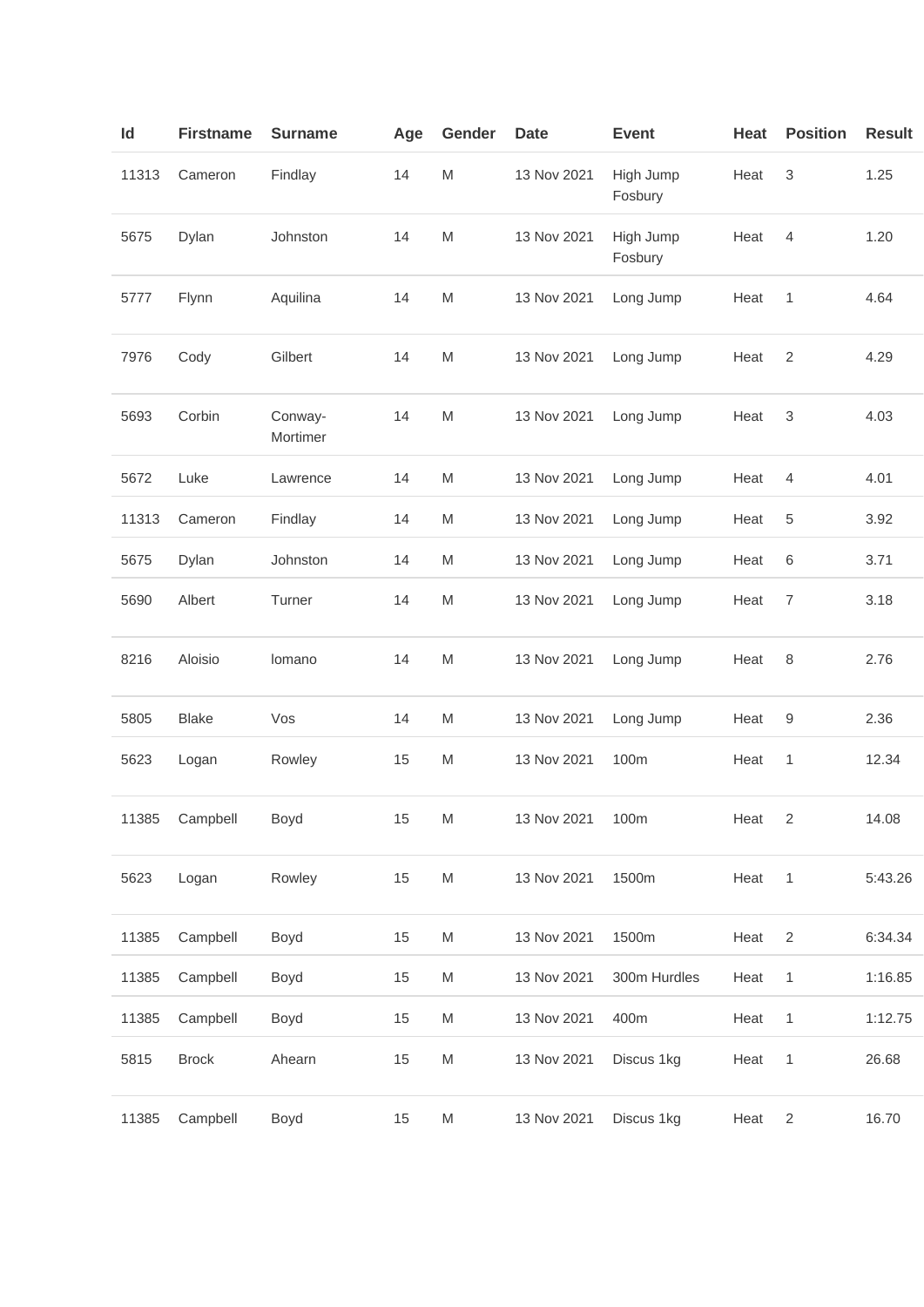| Id | Firstname | Surname | Age | Gender | Date | Event | Heat | Position | Result |
|---|---|---|---|---|---|---|---|---|---|
| 11313 | Cameron | Findlay | 14 | M | 13 Nov 2021 | High Jump Fosbury | Heat | 3 | 1.25 |
| 5675 | Dylan | Johnston | 14 | M | 13 Nov 2021 | High Jump Fosbury | Heat | 4 | 1.20 |
| 5777 | Flynn | Aquilina | 14 | M | 13 Nov 2021 | Long Jump | Heat | 1 | 4.64 |
| 7976 | Cody | Gilbert | 14 | M | 13 Nov 2021 | Long Jump | Heat | 2 | 4.29 |
| 5693 | Corbin | Conway-Mortimer | 14 | M | 13 Nov 2021 | Long Jump | Heat | 3 | 4.03 |
| 5672 | Luke | Lawrence | 14 | M | 13 Nov 2021 | Long Jump | Heat | 4 | 4.01 |
| 11313 | Cameron | Findlay | 14 | M | 13 Nov 2021 | Long Jump | Heat | 5 | 3.92 |
| 5675 | Dylan | Johnston | 14 | M | 13 Nov 2021 | Long Jump | Heat | 6 | 3.71 |
| 5690 | Albert | Turner | 14 | M | 13 Nov 2021 | Long Jump | Heat | 7 | 3.18 |
| 8216 | Aloisio | Iomano | 14 | M | 13 Nov 2021 | Long Jump | Heat | 8 | 2.76 |
| 5805 | Blake | Vos | 14 | M | 13 Nov 2021 | Long Jump | Heat | 9 | 2.36 |
| 5623 | Logan | Rowley | 15 | M | 13 Nov 2021 | 100m | Heat | 1 | 12.34 |
| 11385 | Campbell | Boyd | 15 | M | 13 Nov 2021 | 100m | Heat | 2 | 14.08 |
| 5623 | Logan | Rowley | 15 | M | 13 Nov 2021 | 1500m | Heat | 1 | 5:43.26 |
| 11385 | Campbell | Boyd | 15 | M | 13 Nov 2021 | 1500m | Heat | 2 | 6:34.34 |
| 11385 | Campbell | Boyd | 15 | M | 13 Nov 2021 | 300m Hurdles | Heat | 1 | 1:16.85 |
| 11385 | Campbell | Boyd | 15 | M | 13 Nov 2021 | 400m | Heat | 1 | 1:12.75 |
| 5815 | Brock | Ahearn | 15 | M | 13 Nov 2021 | Discus 1kg | Heat | 1 | 26.68 |
| 11385 | Campbell | Boyd | 15 | M | 13 Nov 2021 | Discus 1kg | Heat | 2 | 16.70 |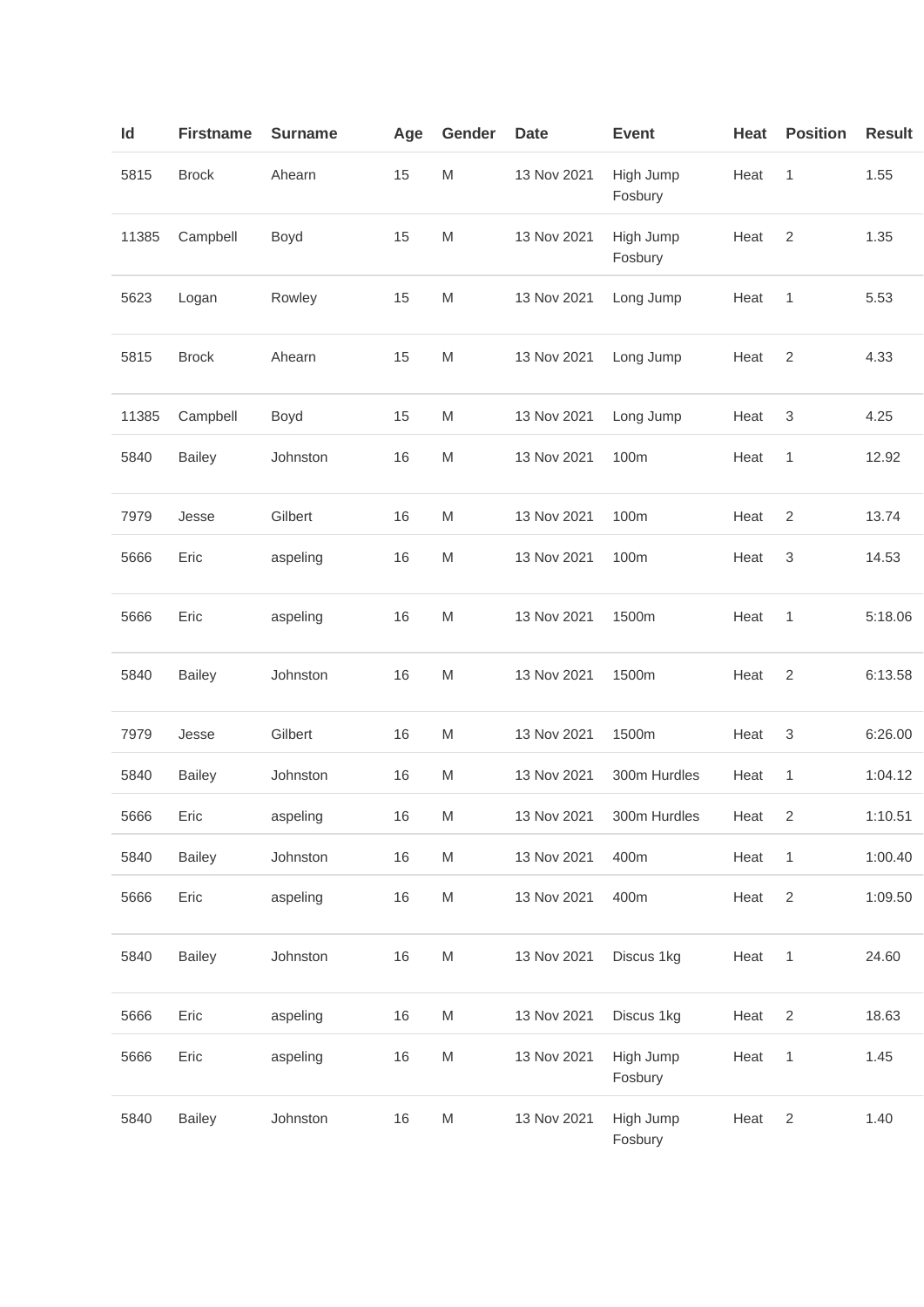| Id | Firstname | Surname | Age | Gender | Date | Event | Heat | Position | Result |
|---|---|---|---|---|---|---|---|---|---|
| 5815 | Brock | Ahearn | 15 | M | 13 Nov 2021 | High Jump Fosbury | Heat | 1 | 1.55 |
| 11385 | Campbell | Boyd | 15 | M | 13 Nov 2021 | High Jump Fosbury | Heat | 2 | 1.35 |
| 5623 | Logan | Rowley | 15 | M | 13 Nov 2021 | Long Jump | Heat | 1 | 5.53 |
| 5815 | Brock | Ahearn | 15 | M | 13 Nov 2021 | Long Jump | Heat | 2 | 4.33 |
| 11385 | Campbell | Boyd | 15 | M | 13 Nov 2021 | Long Jump | Heat | 3 | 4.25 |
| 5840 | Bailey | Johnston | 16 | M | 13 Nov 2021 | 100m | Heat | 1 | 12.92 |
| 7979 | Jesse | Gilbert | 16 | M | 13 Nov 2021 | 100m | Heat | 2 | 13.74 |
| 5666 | Eric | aspeling | 16 | M | 13 Nov 2021 | 100m | Heat | 3 | 14.53 |
| 5666 | Eric | aspeling | 16 | M | 13 Nov 2021 | 1500m | Heat | 1 | 5:18.06 |
| 5840 | Bailey | Johnston | 16 | M | 13 Nov 2021 | 1500m | Heat | 2 | 6:13.58 |
| 7979 | Jesse | Gilbert | 16 | M | 13 Nov 2021 | 1500m | Heat | 3 | 6:26.00 |
| 5840 | Bailey | Johnston | 16 | M | 13 Nov 2021 | 300m Hurdles | Heat | 1 | 1:04.12 |
| 5666 | Eric | aspeling | 16 | M | 13 Nov 2021 | 300m Hurdles | Heat | 2 | 1:10.51 |
| 5840 | Bailey | Johnston | 16 | M | 13 Nov 2021 | 400m | Heat | 1 | 1:00.40 |
| 5666 | Eric | aspeling | 16 | M | 13 Nov 2021 | 400m | Heat | 2 | 1:09.50 |
| 5840 | Bailey | Johnston | 16 | M | 13 Nov 2021 | Discus 1kg | Heat | 1 | 24.60 |
| 5666 | Eric | aspeling | 16 | M | 13 Nov 2021 | Discus 1kg | Heat | 2 | 18.63 |
| 5666 | Eric | aspeling | 16 | M | 13 Nov 2021 | High Jump Fosbury | Heat | 1 | 1.45 |
| 5840 | Bailey | Johnston | 16 | M | 13 Nov 2021 | High Jump Fosbury | Heat | 2 | 1.40 |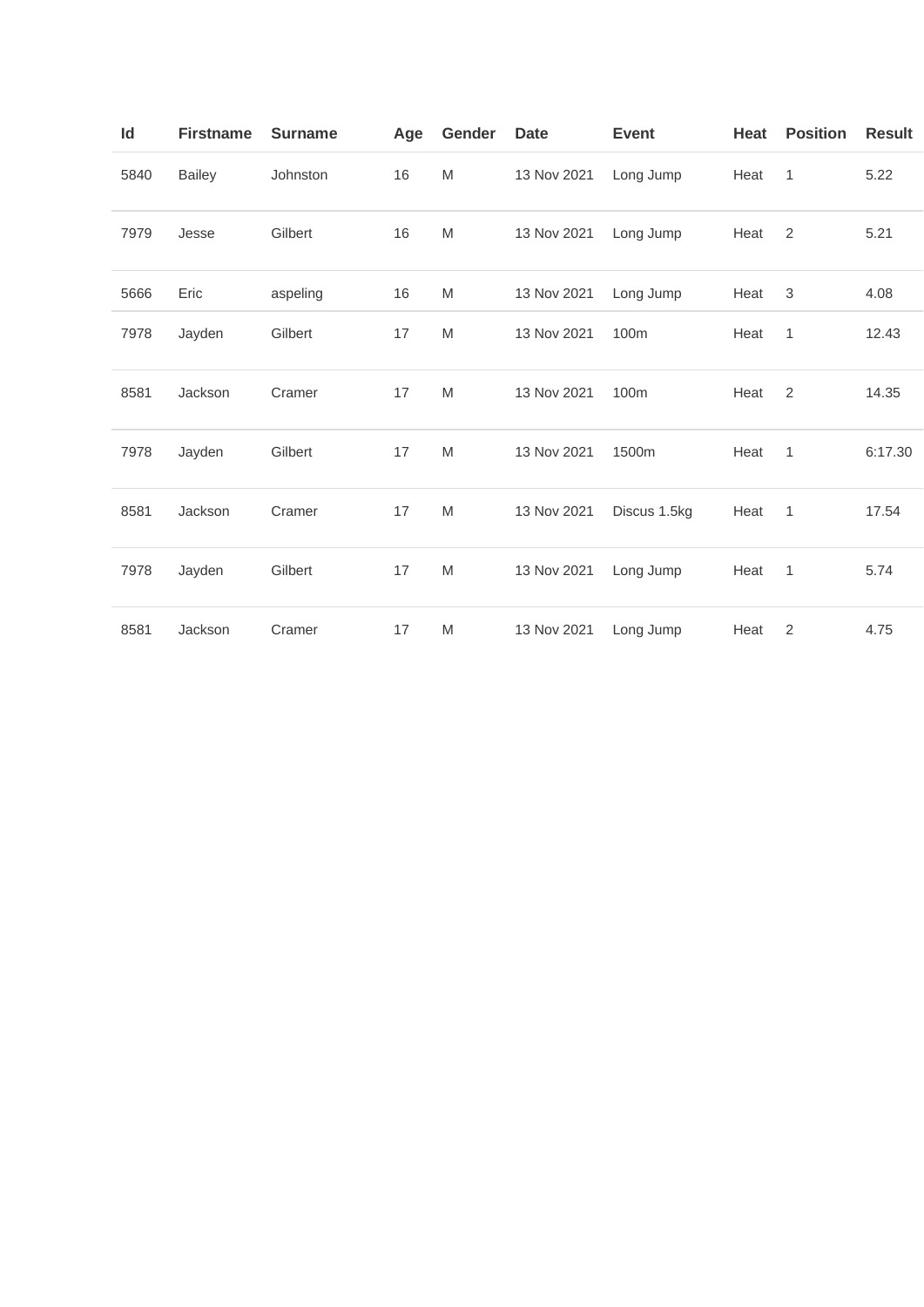| Id | Firstname | Surname | Age | Gender | Date | Event | Heat | Position | Result |
|---|---|---|---|---|---|---|---|---|---|
| 5840 | Bailey | Johnston | 16 | M | 13 Nov 2021 | Long Jump | Heat | 1 | 5.22 |
| 7979 | Jesse | Gilbert | 16 | M | 13 Nov 2021 | Long Jump | Heat | 2 | 5.21 |
| 5666 | Eric | aspeling | 16 | M | 13 Nov 2021 | Long Jump | Heat | 3 | 4.08 |
| 7978 | Jayden | Gilbert | 17 | M | 13 Nov 2021 | 100m | Heat | 1 | 12.43 |
| 8581 | Jackson | Cramer | 17 | M | 13 Nov 2021 | 100m | Heat | 2 | 14.35 |
| 7978 | Jayden | Gilbert | 17 | M | 13 Nov 2021 | 1500m | Heat | 1 | 6:17.30 |
| 8581 | Jackson | Cramer | 17 | M | 13 Nov 2021 | Discus 1.5kg | Heat | 1 | 17.54 |
| 7978 | Jayden | Gilbert | 17 | M | 13 Nov 2021 | Long Jump | Heat | 1 | 5.74 |
| 8581 | Jackson | Cramer | 17 | M | 13 Nov 2021 | Long Jump | Heat | 2 | 4.75 |